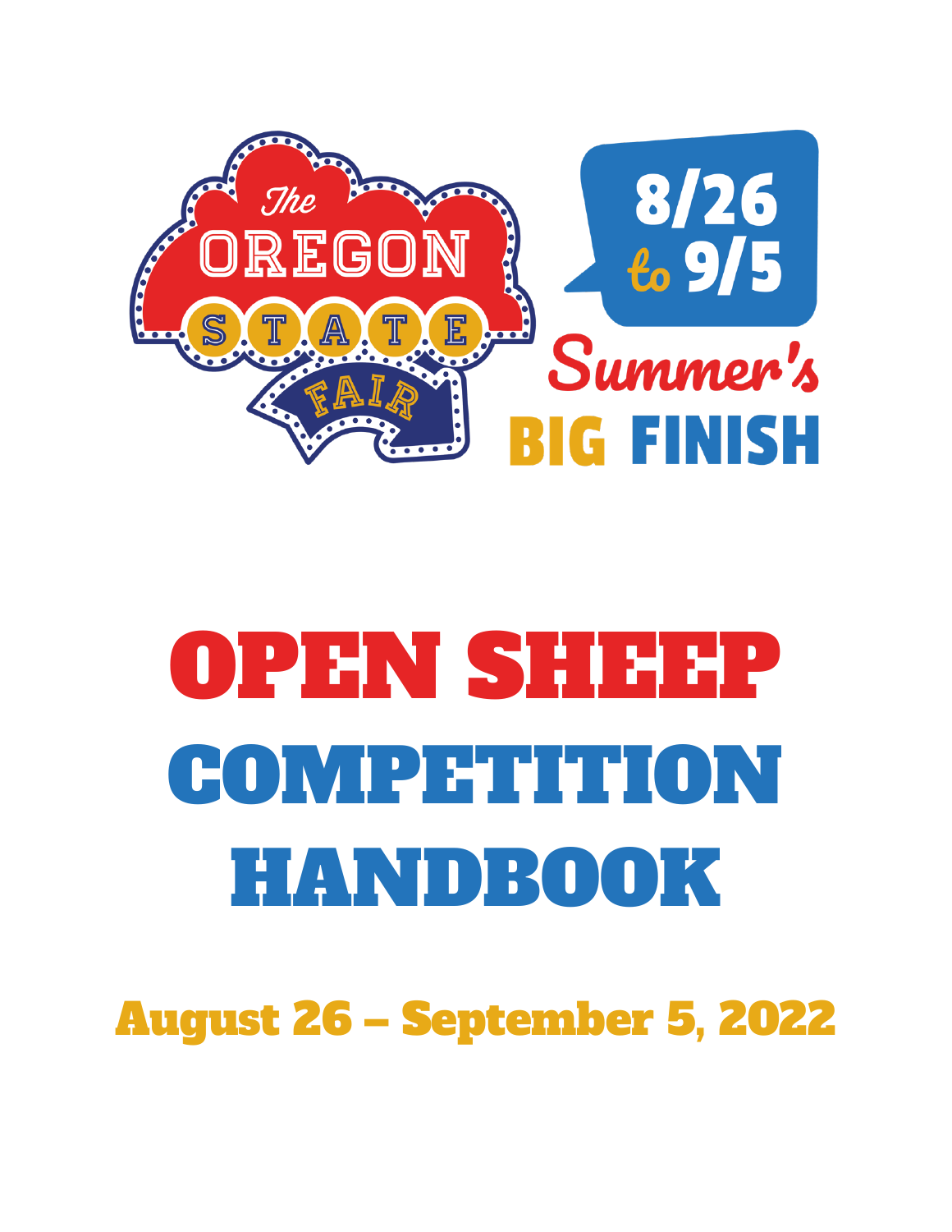The Oregon State Fair

8/26 to 9/5

Summer's BIG FINISH

# OPEN SHEEP COMPETITION HANDBOOK

## August 26 – September 5, 2022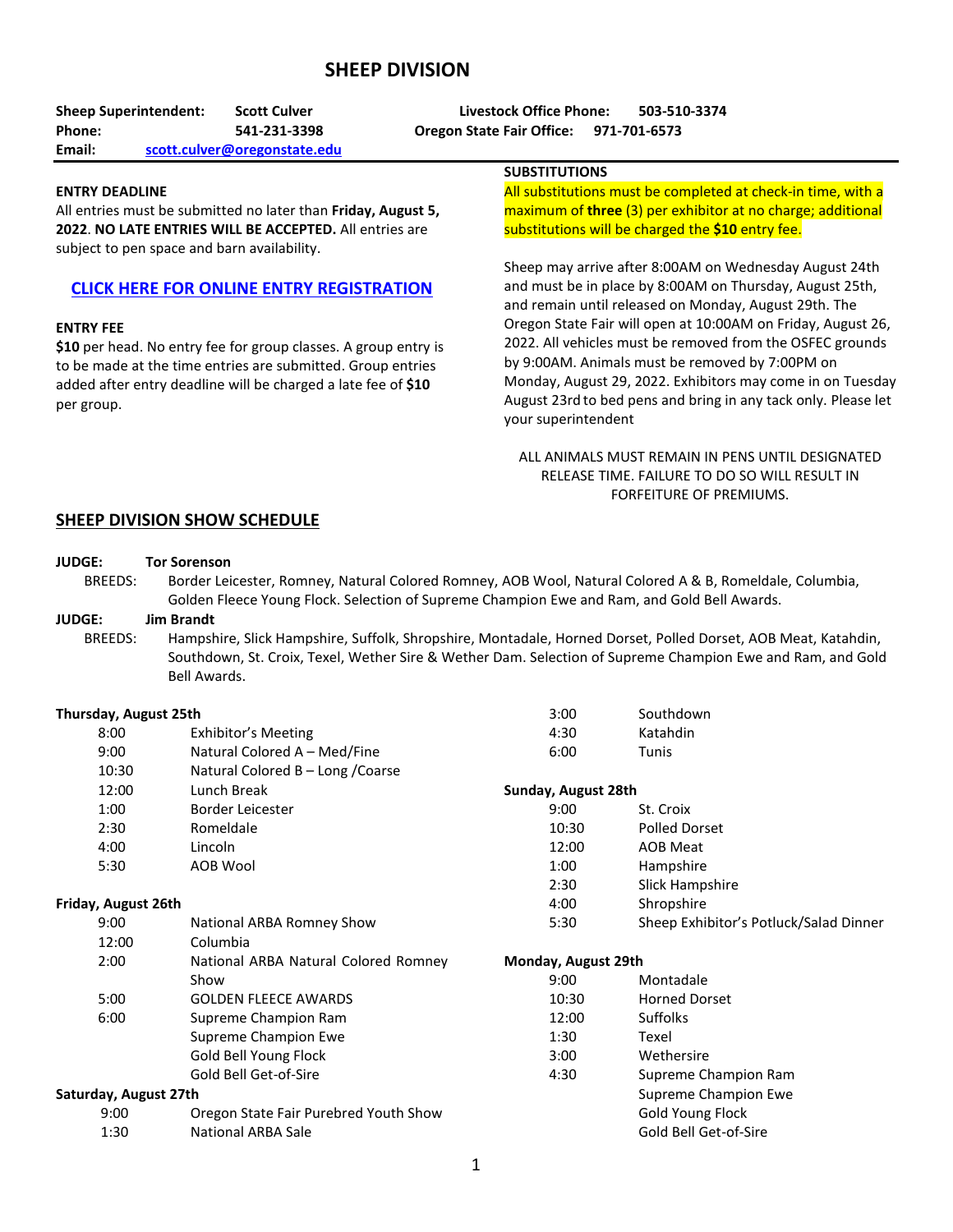# SHEEP DIVISION

**Sheep Superintendent:** **Scott Culver**
**Phone:** **541-231-3398**
**Email:** **scott.culver@oregonstate.edu**

**Livestock Office Phone:** **503-510-3374**
**Oregon State Fair Office:** **971-701-6573**

**ENTRY DEADLINE**

All entries must be submitted no later than **Friday, August 5, 2022**. **NO LATE ENTRIES WILL BE ACCEPTED.** All entries are subject to pen space and barn availability.

**CLICK HERE FOR ONLINE ENTRY REGISTRATION**

**ENTRY FEE**

**$10** per head. No entry fee for group classes. A group entry is to be made at the time entries are submitted. Group entries added after entry deadline will be charged a late fee of **$10** per group.

**SUBSTITUTIONS**

All substitutions must be completed at check-in time, with a maximum of **three** (3) per exhibitor at no charge; additional substitutions will be charged the **$10** entry fee.

Sheep may arrive after 8:00AM on Wednesday August 24th and must be in place by 8:00AM on Thursday, August 25th, and remain until released on Monday, August 29th. The Oregon State Fair will open at 10:00AM on Friday, August 26, 2022. All vehicles must be removed from the OSFEC grounds by 9:00AM. Animals must be removed by 7:00PM on Monday, August 29, 2022. Exhibitors may come in on Tuesday August 23rd to bed pens and bring in any tack only. Please let your superintendent

ALL ANIMALS MUST REMAIN IN PENS UNTIL DESIGNATED RELEASE TIME. FAILURE TO DO SO WILL RESULT IN FORFEITURE OF PREMIUMS.

## SHEEP DIVISION SHOW SCHEDULE

**JUDGE:** **Tor Sorenson**

BREEDS: Border Leicester, Romney, Natural Colored Romney, AOB Wool, Natural Colored A & B, Romeldale, Columbia, Golden Fleece Young Flock. Selection of Supreme Champion Ewe and Ram, and Gold Bell Awards.

**JUDGE:** **Jim Brandt**

BREEDS: Hampshire, Slick Hampshire, Suffolk, Shropshire, Montadale, Horned Dorset, Polled Dorset, AOB Meat, Katahdin, Southdown, St. Croix, Texel, Wether Sire & Wether Dam. Selection of Supreme Champion Ewe and Ram, and Gold Bell Awards.

**Thursday, August 25th**

| | |
|---|---|
| 8:00 | Exhibitor's Meeting |
| 9:00 | Natural Colored A – Med/Fine |
| 10:30 | Natural Colored B – Long /Coarse |
| 12:00 | Lunch Break |
| 1:00 | Border Leicester |
| 2:30 | Romeldale |
| 4:00 | Lincoln |
| 5:30 | AOB Wool |

**Friday, August 26th**

| | |
|---|---|
| 9:00 | National ARBA Romney Show |
| 12:00 | Columbia |
| 2:00 | National ARBA Natural Colored Romney Show |
| 5:00 | GOLDEN FLEECE AWARDS |
| 6:00 | Supreme Champion Ram |
| | Supreme Champion Ewe |
| | Gold Bell Young Flock |
| | Gold Bell Get-of-Sire |

**Saturday, August 27th**

| | |
|---|---|
| 9:00 | Oregon State Fair Purebred Youth Show |
| 1:30 | National ARBA Sale |
| 3:00 | Southdown |
| 4:30 | Katahdin |
| 6:00 | Tunis |

**Sunday, August 28th**

| | |
|---|---|
| 9:00 | St. Croix |
| 10:30 | Polled Dorset |
| 12:00 | AOB Meat |
| 1:00 | Hampshire |
| 2:30 | Slick Hampshire |
| 4:00 | Shropshire |
| 5:30 | Sheep Exhibitor's Potluck/Salad Dinner |

**Monday, August 29th**

| | |
|---|---|
| 9:00 | Montadale |
| 10:30 | Horned Dorset |
| 12:00 | Suffolks |
| 1:30 | Texel |
| 3:00 | Wethersire |
| 4:30 | Supreme Champion Ram |
| | Supreme Champion Ewe |
| | Gold Young Flock |
| | Gold Bell Get-of-Sire |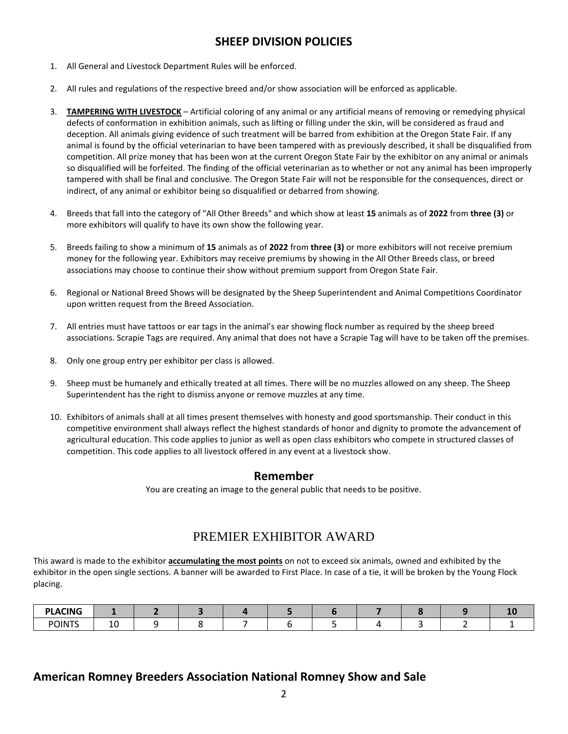## SHEEP DIVISION POLICIES

1. All General and Livestock Department Rules will be enforced.

2. All rules and regulations of the respective breed and/or show association will be enforced as applicable.

3. **TAMPERING WITH LIVESTOCK** – Artificial coloring of any animal or any artificial means of removing or remedying physical defects of conformation in exhibition animals, such as lifting or filling under the skin, will be considered as fraud and deception. All animals giving evidence of such treatment will be barred from exhibition at the Oregon State Fair. If any animal is found by the official veterinarian to have been tampered with as previously described, it shall be disqualified from competition. All prize money that has been won at the current Oregon State Fair by the exhibitor on any animal or animals so disqualified will be forfeited. The finding of the official veterinarian as to whether or not any animal has been improperly tampered with shall be final and conclusive. The Oregon State Fair will not be responsible for the consequences, direct or indirect, of any animal or exhibitor being so disqualified or debarred from showing.

4. Breeds that fall into the category of "All Other Breeds" and which show at least **15** animals as of **2022** from **three (3)** or more exhibitors will qualify to have its own show the following year.

5. Breeds failing to show a minimum of **15** animals as of **2022** from **three (3)** or more exhibitors will not receive premium money for the following year. Exhibitors may receive premiums by showing in the All Other Breeds class, or breed associations may choose to continue their show without premium support from Oregon State Fair.

6. Regional or National Breed Shows will be designated by the Sheep Superintendent and Animal Competitions Coordinator upon written request from the Breed Association.

7. All entries must have tattoos or ear tags in the animal's ear showing flock number as required by the sheep breed associations. Scrapie Tags are required. Any animal that does not have a Scrapie Tag will have to be taken off the premises.

8. Only one group entry per exhibitor per class is allowed.

9. Sheep must be humanely and ethically treated at all times. There will be no muzzles allowed on any sheep. The Sheep Superintendent has the right to dismiss anyone or remove muzzles at any time.

10. Exhibitors of animals shall at all times present themselves with honesty and good sportsmanship. Their conduct in this competitive environment shall always reflect the highest standards of honor and dignity to promote the advancement of agricultural education. This code applies to junior as well as open class exhibitors who compete in structured classes of competition. This code applies to all livestock offered in any event at a livestock show.

### Remember

You are creating an image to the general public that needs to be positive.

## PREMIER EXHIBITOR AWARD

This award is made to the exhibitor **accumulating the most points** on not to exceed six animals, owned and exhibited by the exhibitor in the open single sections. A banner will be awarded to First Place. In case of a tie, it will be broken by the Young Flock placing.

| PLACING | 1 | 2 | 3 | 4 | 5 | 6 | 7 | 8 | 9 | 10 |
|---|---|---|---|---|---|---|---|---|---|---|
| POINTS | 10 | 9 | 8 | 7 | 6 | 5 | 4 | 3 | 2 | 1 |

## American Romney Breeders Association National Romney Show and Sale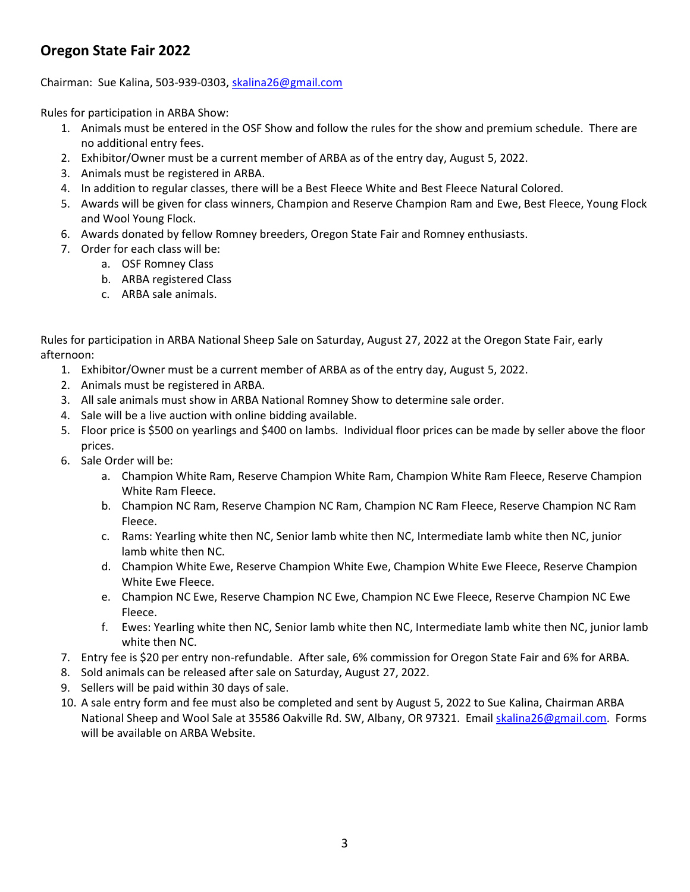## Oregon State Fair 2022

Chairman: Sue Kalina, 503-939-0303, skalina26@gmail.com

Rules for participation in ARBA Show:

1. Animals must be entered in the OSF Show and follow the rules for the show and premium schedule. There are no additional entry fees.
2. Exhibitor/Owner must be a current member of ARBA as of the entry day, August 5, 2022.
3. Animals must be registered in ARBA.
4. In addition to regular classes, there will be a Best Fleece White and Best Fleece Natural Colored.
5. Awards will be given for class winners, Champion and Reserve Champion Ram and Ewe, Best Fleece, Young Flock and Wool Young Flock.
6. Awards donated by fellow Romney breeders, Oregon State Fair and Romney enthusiasts.
7. Order for each class will be:
   a. OSF Romney Class
   b. ARBA registered Class
   c. ARBA sale animals.

Rules for participation in ARBA National Sheep Sale on Saturday, August 27, 2022 at the Oregon State Fair, early afternoon:

1. Exhibitor/Owner must be a current member of ARBA as of the entry day, August 5, 2022.
2. Animals must be registered in ARBA.
3. All sale animals must show in ARBA National Romney Show to determine sale order.
4. Sale will be a live auction with online bidding available.
5. Floor price is $500 on yearlings and $400 on lambs. Individual floor prices can be made by seller above the floor prices.
6. Sale Order will be:
   a. Champion White Ram, Reserve Champion White Ram, Champion White Ram Fleece, Reserve Champion White Ram Fleece.
   b. Champion NC Ram, Reserve Champion NC Ram, Champion NC Ram Fleece, Reserve Champion NC Ram Fleece.
   c. Rams: Yearling white then NC, Senior lamb white then NC, Intermediate lamb white then NC, junior lamb white then NC.
   d. Champion White Ewe, Reserve Champion White Ewe, Champion White Ewe Fleece, Reserve Champion White Ewe Fleece.
   e. Champion NC Ewe, Reserve Champion NC Ewe, Champion NC Ewe Fleece, Reserve Champion NC Ewe Fleece.
   f. Ewes: Yearling white then NC, Senior lamb white then NC, Intermediate lamb white then NC, junior lamb white then NC.
7. Entry fee is $20 per entry non-refundable. After sale, 6% commission for Oregon State Fair and 6% for ARBA.
8. Sold animals can be released after sale on Saturday, August 27, 2022.
9. Sellers will be paid within 30 days of sale.
10. A sale entry form and fee must also be completed and sent by August 5, 2022 to Sue Kalina, Chairman ARBA National Sheep and Wool Sale at 35586 Oakville Rd. SW, Albany, OR 97321. Email skalina26@gmail.com. Forms will be available on ARBA Website.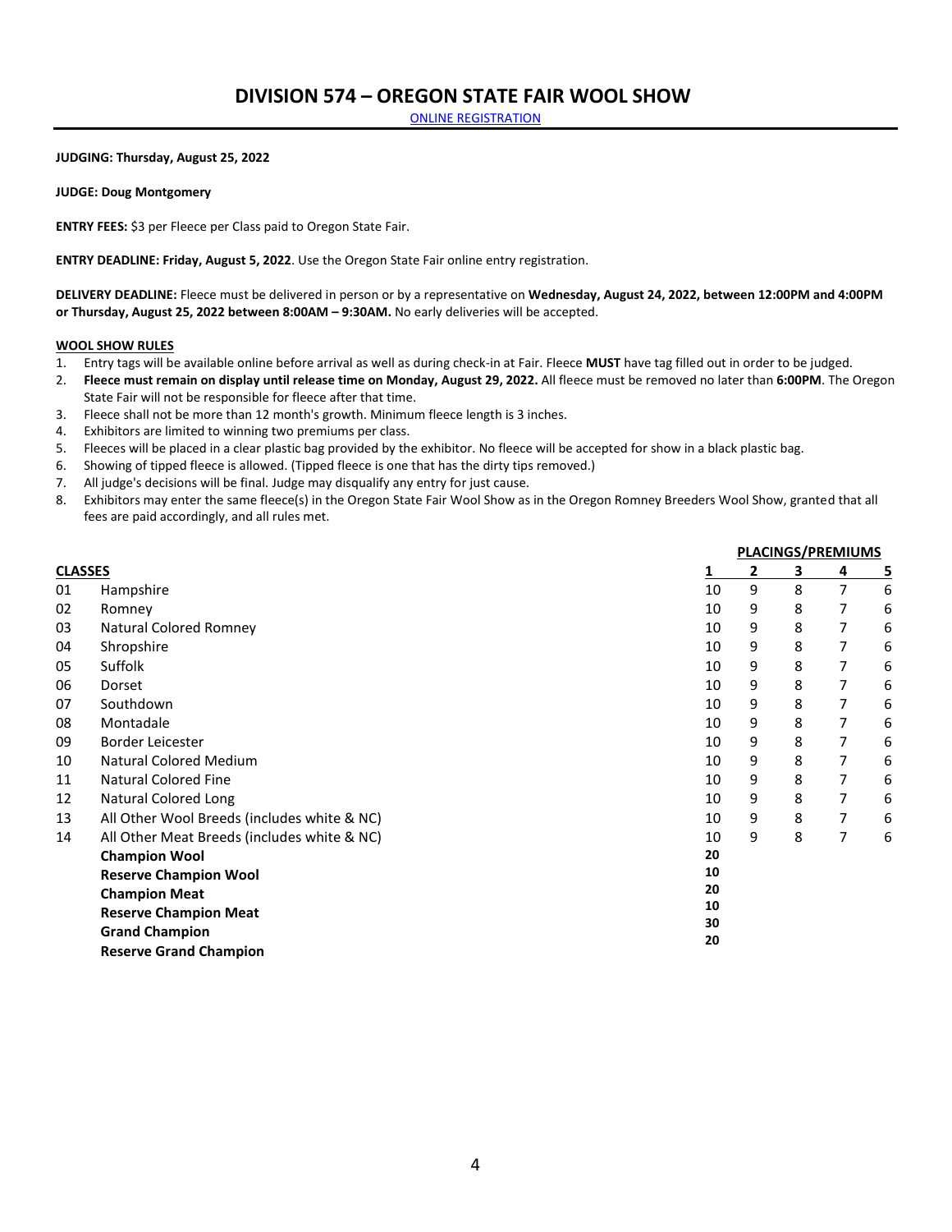# DIVISION 574 – OREGON STATE FAIR WOOL SHOW

ONLINE REGISTRATION

**JUDGING: Thursday, August 25, 2022**

**JUDGE: Doug Montgomery**

**ENTRY FEES:** $3 per Fleece per Class paid to Oregon State Fair.

**ENTRY DEADLINE: Friday, August 5, 2022**. Use the Oregon State Fair online entry registration.

**DELIVERY DEADLINE:** Fleece must be delivered in person or by a representative on **Wednesday, August 24, 2022, between 12:00PM and 4:00PM or Thursday, August 25, 2022 between 8:00AM – 9:30AM.** No early deliveries will be accepted.

**WOOL SHOW RULES**

1. Entry tags will be available online before arrival as well as during check-in at Fair. Fleece **MUST** have tag filled out in order to be judged.
2. **Fleece must remain on display until release time on Monday, August 29, 2022.** All fleece must be removed no later than **6:00PM**. The Oregon State Fair will not be responsible for fleece after that time.
3. Fleece shall not be more than 12 month's growth. Minimum fleece length is 3 inches.
4. Exhibitors are limited to winning two premiums per class.
5. Fleeces will be placed in a clear plastic bag provided by the exhibitor. No fleece will be accepted for show in a black plastic bag.
6. Showing of tipped fleece is allowed. (Tipped fleece is one that has the dirty tips removed.)
7. All judge's decisions will be final. Judge may disqualify any entry for just cause.
8. Exhibitors may enter the same fleece(s) in the Oregon State Fair Wool Show as in the Oregon Romney Breeders Wool Show, granted that all fees are paid accordingly, and all rules met.

| CLASSES | | PLACINGS/PREMIUMS 1 | 2 | 3 | 4 | 5 |
|---|---|---|---|---|---|---|
| 01 | Hampshire | 10 | 9 | 8 | 7 | 6 |
| 02 | Romney | 10 | 9 | 8 | 7 | 6 |
| 03 | Natural Colored Romney | 10 | 9 | 8 | 7 | 6 |
| 04 | Shropshire | 10 | 9 | 8 | 7 | 6 |
| 05 | Suffolk | 10 | 9 | 8 | 7 | 6 |
| 06 | Dorset | 10 | 9 | 8 | 7 | 6 |
| 07 | Southdown | 10 | 9 | 8 | 7 | 6 |
| 08 | Montadale | 10 | 9 | 8 | 7 | 6 |
| 09 | Border Leicester | 10 | 9 | 8 | 7 | 6 |
| 10 | Natural Colored Medium | 10 | 9 | 8 | 7 | 6 |
| 11 | Natural Colored Fine | 10 | 9 | 8 | 7 | 6 |
| 12 | Natural Colored Long | 10 | 9 | 8 | 7 | 6 |
| 13 | All Other Wool Breeds (includes white & NC) | 10 | 9 | 8 | 7 | 6 |
| 14 | All Other Meat Breeds (includes white & NC) | 10 | 9 | 8 | 7 | 6 |
| | **Champion Wool** | **20** | | | | |
| | **Reserve Champion Wool** | **10** | | | | |
| | **Champion Meat** | **20** | | | | |
| | **Reserve Champion Meat** | **10** | | | | |
| | **Grand Champion** | **30** | | | | |
| | **Reserve Grand Champion** | **20** | | | | |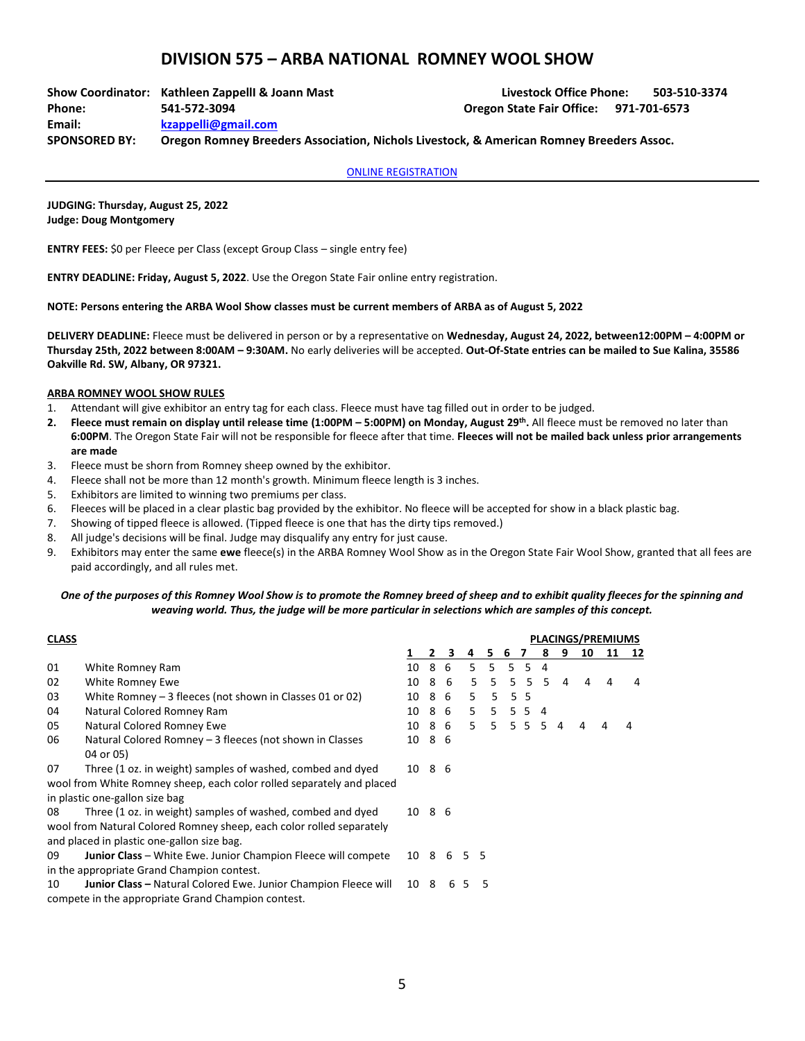# DIVISION 575 – ARBA NATIONAL ROMNEY WOOL SHOW

**Show Coordinator:** **Kathleen Zappelli & Joann Mast** **Livestock Office Phone:** **503-510-3374**
**Phone:** **541-572-3094** **Oregon State Fair Office:** **971-701-6573**
**Email:** **kzappelli@gmail.com**
**SPONSORED BY:** **Oregon Romney Breeders Association, Nichols Livestock, & American Romney Breeders Assoc.**

ONLINE REGISTRATION

---

**JUDGING: Thursday, August 25, 2022**
**Judge: Doug Montgomery**

**ENTRY FEES:** $0 per Fleece per Class (except Group Class – single entry fee)

**ENTRY DEADLINE: Friday, August 5, 2022**. Use the Oregon State Fair online entry registration.

**NOTE: Persons entering the ARBA Wool Show classes must be current members of ARBA as of August 5, 2022**

**DELIVERY DEADLINE:** Fleece must be delivered in person or by a representative on **Wednesday, August 24, 2022, between12:00PM – 4:00PM or Thursday 25th, 2022 between 8:00AM – 9:30AM.** No early deliveries will be accepted. **Out-Of-State entries can be mailed to Sue Kalina, 35586 Oakville Rd. SW, Albany, OR 97321.**

**ARBA ROMNEY WOOL SHOW RULES**

1. Attendant will give exhibitor an entry tag for each class. Fleece must have tag filled out in order to be judged.
2. **Fleece must remain on display until release time (1:00PM – 5:00PM) on Monday, August 29th.** All fleece must be removed no later than **6:00PM**. The Oregon State Fair will not be responsible for fleece after that time. **Fleeces will not be mailed back unless prior arrangements are made**
3. Fleece must be shorn from Romney sheep owned by the exhibitor.
4. Fleece shall not be more than 12 month's growth. Minimum fleece length is 3 inches.
5. Exhibitors are limited to winning two premiums per class.
6. Fleeces will be placed in a clear plastic bag provided by the exhibitor. No fleece will be accepted for show in a black plastic bag.
7. Showing of tipped fleece is allowed. (Tipped fleece is one that has the dirty tips removed.)
8. All judge's decisions will be final. Judge may disqualify any entry for just cause.
9. Exhibitors may enter the same **ewe** fleece(s) in the ARBA Romney Wool Show as in the Oregon State Fair Wool Show, granted that all fees are paid accordingly, and all rules met.

***One of the purposes of this Romney Wool Show is to promote the Romney breed of sheep and to exhibit quality fleeces for the spinning and weaving world. Thus, the judge will be more particular in selections which are samples of this concept.***

| CLASS | | PLACINGS/PREMIUMS | | | | | | | | | | | |
|---|---|---|---|---|---|---|---|---|---|---|---|---|---|
| | | 1 | 2 | 3 | 4 | 5 | 6 | 7 | 8 | 9 | 10 | 11 | 12 |
| 01 | White Romney Ram | 10 | 8 | 6 | 5 | 5 | 5 | 5 | 4 | | | | |
| 02 | White Romney Ewe | 10 | 8 | 6 | 5 | 5 | 5 | 5 | 5 | 4 | 4 | 4 | 4 |
| 03 | White Romney – 3 fleeces (not shown in Classes 01 or 02) | 10 | 8 | 6 | 5 | 5 | 5 | 5 | | | | | |
| 04 | Natural Colored Romney Ram | 10 | 8 | 6 | 5 | 5 | 5 | 5 | 4 | | | | |
| 05 | Natural Colored Romney Ewe | 10 | 8 | 6 | 5 | 5 | 5 | 5 | 5 | 4 | 4 | 4 | 4 |
| 06 | Natural Colored Romney – 3 fleeces (not shown in Classes 04 or 05) | 10 | 8 | 6 | | | | | | | | | |
| 07 | Three (1 oz. in weight) samples of washed, combed and dyed wool from White Romney sheep, each color rolled separately and placed in plastic one-gallon size bag | 10 | 8 | 6 | | | | | | | | | |
| 08 | Three (1 oz. in weight) samples of washed, combed and dyed wool from Natural Colored Romney sheep, each color rolled separately and placed in plastic one-gallon size bag. | 10 | 8 | 6 | | | | | | | | | |
| 09 | **Junior Class** – White Ewe. Junior Champion Fleece will compete in the appropriate Grand Champion contest. | 10 | 8 | 6 | 5 | 5 | | | | | | | |
| 10 | **Junior Class –** Natural Colored Ewe. Junior Champion Fleece will compete in the appropriate Grand Champion contest. | 10 | 8 | 6 | 5 | 5 | | | | | | | |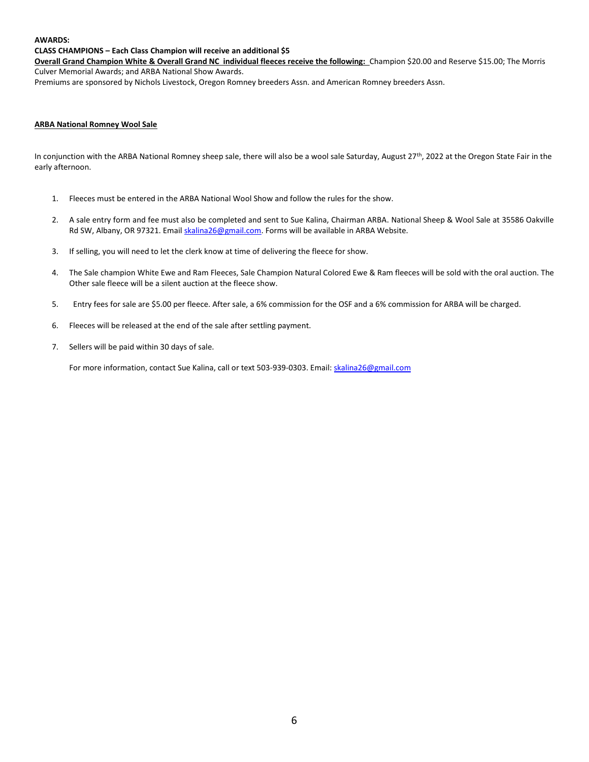**AWARDS:**

**CLASS CHAMPIONS – Each Class Champion will receive an additional $5**

**Overall Grand Champion White & Overall Grand NC individual fleeces receive the following:** Champion $20.00 and Reserve $15.00; The Morris Culver Memorial Awards; and ARBA National Show Awards.

Premiums are sponsored by Nichols Livestock, Oregon Romney breeders Assn. and American Romney breeders Assn.

## ARBA National Romney Wool Sale

In conjunction with the ARBA National Romney sheep sale, there will also be a wool sale Saturday, August 27th, 2022 at the Oregon State Fair in the early afternoon.

1. Fleeces must be entered in the ARBA National Wool Show and follow the rules for the show.
2. A sale entry form and fee must also be completed and sent to Sue Kalina, Chairman ARBA. National Sheep & Wool Sale at 35586 Oakville Rd SW, Albany, OR 97321. Email skalina26@gmail.com. Forms will be available in ARBA Website.
3. If selling, you will need to let the clerk know at time of delivering the fleece for show.
4. The Sale champion White Ewe and Ram Fleeces, Sale Champion Natural Colored Ewe & Ram fleeces will be sold with the oral auction. The Other sale fleece will be a silent auction at the fleece show.
5. Entry fees for sale are $5.00 per fleece. After sale, a 6% commission for the OSF and a 6% commission for ARBA will be charged.
6. Fleeces will be released at the end of the sale after settling payment.
7. Sellers will be paid within 30 days of sale.

For more information, contact Sue Kalina, call or text 503-939-0303. Email: skalina26@gmail.com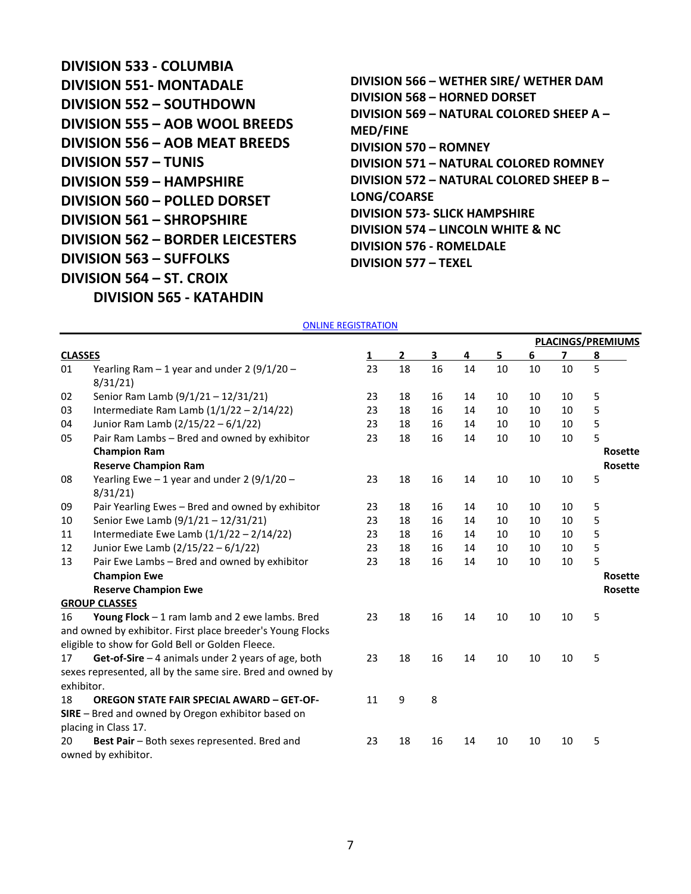**DIVISION 533 - COLUMBIA**
**DIVISION 551- MONTADALE**
**DIVISION 552 – SOUTHDOWN**
**DIVISION 555 – AOB WOOL BREEDS**
**DIVISION 556 – AOB MEAT BREEDS**
**DIVISION 557 – TUNIS**
**DIVISION 559 – HAMPSHIRE**
**DIVISION 560 – POLLED DORSET**
**DIVISION 561 – SHROPSHIRE**
**DIVISION 562 – BORDER LEICESTERS**
**DIVISION 563 – SUFFOLKS**
**DIVISION 564 – ST. CROIX**
**DIVISION 565 - KATAHDIN**
**DIVISION 566 – WETHER SIRE/ WETHER DAM**
**DIVISION 568 – HORNED DORSET**
**DIVISION 569 – NATURAL COLORED SHEEP A – MED/FINE**
**DIVISION 570 – ROMNEY**
**DIVISION 571 – NATURAL COLORED ROMNEY**
**DIVISION 572 – NATURAL COLORED SHEEP B – LONG/COARSE**
**DIVISION 573- SLICK HAMPSHIRE**
**DIVISION 574 – LINCOLN WHITE & NC**
**DIVISION 576 - ROMELDALE**
**DIVISION 577 – TEXEL**

ONLINE REGISTRATION

| | | PLACINGS/PREMIUMS | | | | | | | |
|---|---|---|---|---|---|---|---|---|---|
| **CLASSES** | | **1** | **2** | **3** | **4** | **5** | **6** | **7** | **8** |
| 01 | Yearling Ram – 1 year and under 2 (9/1/20 – 8/31/21) | 23 | 18 | 16 | 14 | 10 | 10 | 10 | 5 |
| 02 | Senior Ram Lamb (9/1/21 – 12/31/21) | 23 | 18 | 16 | 14 | 10 | 10 | 10 | 5 |
| 03 | Intermediate Ram Lamb (1/1/22 – 2/14/22) | 23 | 18 | 16 | 14 | 10 | 10 | 10 | 5 |
| 04 | Junior Ram Lamb (2/15/22 – 6/1/22) | 23 | 18 | 16 | 14 | 10 | 10 | 10 | 5 |
| 05 | Pair Ram Lambs – Bred and owned by exhibitor | 23 | 18 | 16 | 14 | 10 | 10 | 10 | 5 |
| | **Champion Ram** | | | | | | | | **Rosette** |
| | **Reserve Champion Ram** | | | | | | | | **Rosette** |
| 08 | Yearling Ewe – 1 year and under 2 (9/1/20 – 8/31/21) | 23 | 18 | 16 | 14 | 10 | 10 | 10 | 5 |
| 09 | Pair Yearling Ewes – Bred and owned by exhibitor | 23 | 18 | 16 | 14 | 10 | 10 | 10 | 5 |
| 10 | Senior Ewe Lamb (9/1/21 – 12/31/21) | 23 | 18 | 16 | 14 | 10 | 10 | 10 | 5 |
| 11 | Intermediate Ewe Lamb (1/1/22 – 2/14/22) | 23 | 18 | 16 | 14 | 10 | 10 | 10 | 5 |
| 12 | Junior Ewe Lamb (2/15/22 – 6/1/22) | 23 | 18 | 16 | 14 | 10 | 10 | 10 | 5 |
| 13 | Pair Ewe Lambs – Bred and owned by exhibitor | 23 | 18 | 16 | 14 | 10 | 10 | 10 | 5 |
| | **Champion Ewe** | | | | | | | | **Rosette** |
| | **Reserve Champion Ewe** | | | | | | | | **Rosette** |
| **GROUP CLASSES** | | | | | | | | | |
| 16 | **Young Flock** – 1 ram lamb and 2 ewe lambs. Bred and owned by exhibitor. First place breeder's Young Flocks eligible to show for Gold Bell or Golden Fleece. | 23 | 18 | 16 | 14 | 10 | 10 | 10 | 5 |
| 17 | **Get-of-Sire** – 4 animals under 2 years of age, both sexes represented, all by the same sire. Bred and owned by exhibitor. | 23 | 18 | 16 | 14 | 10 | 10 | 10 | 5 |
| 18 | **OREGON STATE FAIR SPECIAL AWARD – GET-OF-SIRE** – Bred and owned by Oregon exhibitor based on placing in Class 17. | 11 | 9 | 8 | | | | | |
| 20 | **Best Pair** – Both sexes represented. Bred and owned by exhibitor. | 23 | 18 | 16 | 14 | 10 | 10 | 10 | 5 |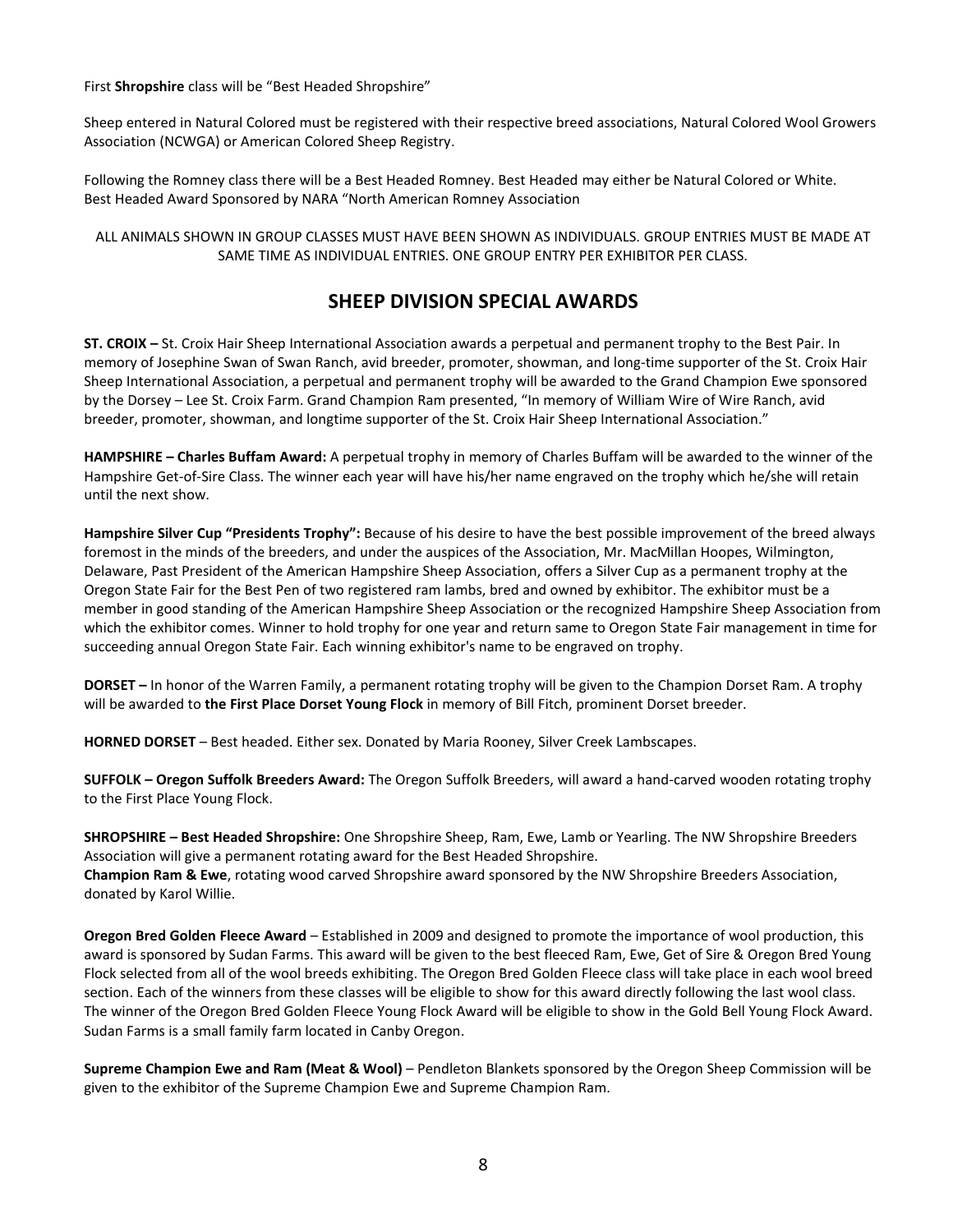First **Shropshire** class will be "Best Headed Shropshire"

Sheep entered in Natural Colored must be registered with their respective breed associations, Natural Colored Wool Growers Association (NCWGA) or American Colored Sheep Registry.

Following the Romney class there will be a Best Headed Romney. Best Headed may either be Natural Colored or White.
Best Headed Award Sponsored by NARA "North American Romney Association

ALL ANIMALS SHOWN IN GROUP CLASSES MUST HAVE BEEN SHOWN AS INDIVIDUALS. GROUP ENTRIES MUST BE MADE AT SAME TIME AS INDIVIDUAL ENTRIES. ONE GROUP ENTRY PER EXHIBITOR PER CLASS.

## SHEEP DIVISION SPECIAL AWARDS

**ST. CROIX –** St. Croix Hair Sheep International Association awards a perpetual and permanent trophy to the Best Pair. In memory of Josephine Swan of Swan Ranch, avid breeder, promoter, showman, and long-time supporter of the St. Croix Hair Sheep International Association, a perpetual and permanent trophy will be awarded to the Grand Champion Ewe sponsored by the Dorsey – Lee St. Croix Farm. Grand Champion Ram presented, "In memory of William Wire of Wire Ranch, avid breeder, promoter, showman, and longtime supporter of the St. Croix Hair Sheep International Association."

**HAMPSHIRE – Charles Buffam Award:** A perpetual trophy in memory of Charles Buffam will be awarded to the winner of the Hampshire Get-of-Sire Class. The winner each year will have his/her name engraved on the trophy which he/she will retain until the next show.

**Hampshire Silver Cup "Presidents Trophy":** Because of his desire to have the best possible improvement of the breed always foremost in the minds of the breeders, and under the auspices of the Association, Mr. MacMillan Hoopes, Wilmington, Delaware, Past President of the American Hampshire Sheep Association, offers a Silver Cup as a permanent trophy at the Oregon State Fair for the Best Pen of two registered ram lambs, bred and owned by exhibitor. The exhibitor must be a member in good standing of the American Hampshire Sheep Association or the recognized Hampshire Sheep Association from which the exhibitor comes. Winner to hold trophy for one year and return same to Oregon State Fair management in time for succeeding annual Oregon State Fair. Each winning exhibitor's name to be engraved on trophy.

**DORSET –** In honor of the Warren Family, a permanent rotating trophy will be given to the Champion Dorset Ram. A trophy will be awarded to **the First Place Dorset Young Flock** in memory of Bill Fitch, prominent Dorset breeder.

**HORNED DORSET** – Best headed. Either sex. Donated by Maria Rooney, Silver Creek Lambscapes.

**SUFFOLK – Oregon Suffolk Breeders Award:** The Oregon Suffolk Breeders, will award a hand-carved wooden rotating trophy to the First Place Young Flock.

**SHROPSHIRE – Best Headed Shropshire:** One Shropshire Sheep, Ram, Ewe, Lamb or Yearling. The NW Shropshire Breeders Association will give a permanent rotating award for the Best Headed Shropshire.
**Champion Ram & Ewe**, rotating wood carved Shropshire award sponsored by the NW Shropshire Breeders Association, donated by Karol Willie.

**Oregon Bred Golden Fleece Award** – Established in 2009 and designed to promote the importance of wool production, this award is sponsored by Sudan Farms. This award will be given to the best fleeced Ram, Ewe, Get of Sire & Oregon Bred Young Flock selected from all of the wool breeds exhibiting. The Oregon Bred Golden Fleece class will take place in each wool breed section. Each of the winners from these classes will be eligible to show for this award directly following the last wool class. The winner of the Oregon Bred Golden Fleece Young Flock Award will be eligible to show in the Gold Bell Young Flock Award. Sudan Farms is a small family farm located in Canby Oregon.

**Supreme Champion Ewe and Ram (Meat & Wool)** – Pendleton Blankets sponsored by the Oregon Sheep Commission will be given to the exhibitor of the Supreme Champion Ewe and Supreme Champion Ram.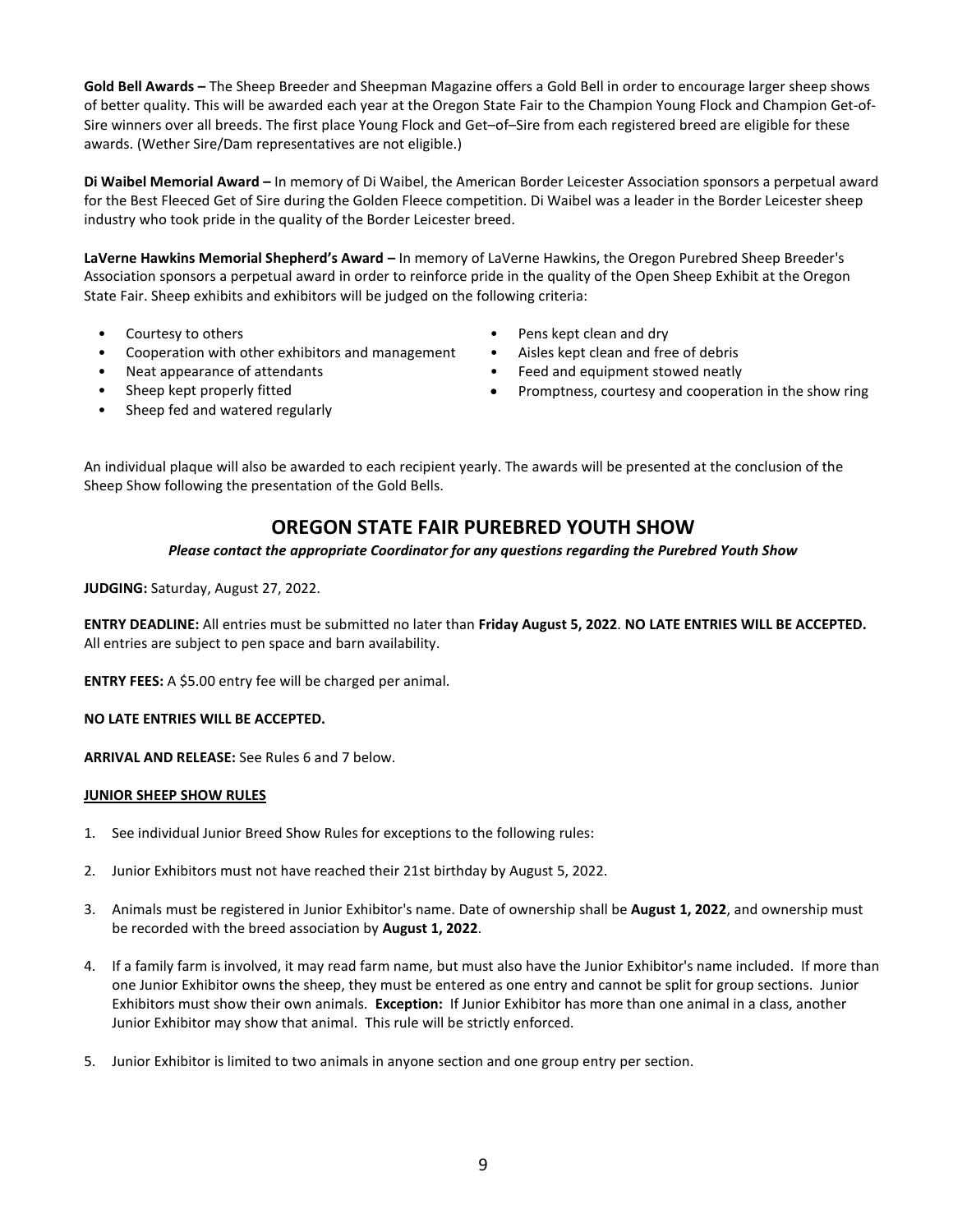**Gold Bell Awards –** The Sheep Breeder and Sheepman Magazine offers a Gold Bell in order to encourage larger sheep shows of better quality. This will be awarded each year at the Oregon State Fair to the Champion Young Flock and Champion Get-of-Sire winners over all breeds. The first place Young Flock and Get–of–Sire from each registered breed are eligible for these awards. (Wether Sire/Dam representatives are not eligible.)

**Di Waibel Memorial Award –** In memory of Di Waibel, the American Border Leicester Association sponsors a perpetual award for the Best Fleeced Get of Sire during the Golden Fleece competition. Di Waibel was a leader in the Border Leicester sheep industry who took pride in the quality of the Border Leicester breed.

**LaVerne Hawkins Memorial Shepherd's Award –** In memory of LaVerne Hawkins, the Oregon Purebred Sheep Breeder's Association sponsors a perpetual award in order to reinforce pride in the quality of the Open Sheep Exhibit at the Oregon State Fair. Sheep exhibits and exhibitors will be judged on the following criteria:

- Courtesy to others
- Cooperation with other exhibitors and management
- Neat appearance of attendants
- Sheep kept properly fitted
- Sheep fed and watered regularly
- Pens kept clean and dry
- Aisles kept clean and free of debris
- Feed and equipment stowed neatly
- Promptness, courtesy and cooperation in the show ring

An individual plaque will also be awarded to each recipient yearly. The awards will be presented at the conclusion of the Sheep Show following the presentation of the Gold Bells.

## OREGON STATE FAIR PUREBRED YOUTH SHOW

***Please contact the appropriate Coordinator for any questions regarding the Purebred Youth Show***

**JUDGING:** Saturday, August 27, 2022.

**ENTRY DEADLINE:** All entries must be submitted no later than **Friday August 5, 2022**. **NO LATE ENTRIES WILL BE ACCEPTED.** All entries are subject to pen space and barn availability.

**ENTRY FEES:** A $5.00 entry fee will be charged per animal.

**NO LATE ENTRIES WILL BE ACCEPTED.**

**ARRIVAL AND RELEASE:** See Rules 6 and 7 below.

**JUNIOR SHEEP SHOW RULES**

1. See individual Junior Breed Show Rules for exceptions to the following rules:
2. Junior Exhibitors must not have reached their 21st birthday by August 5, 2022.
3. Animals must be registered in Junior Exhibitor's name. Date of ownership shall be **August 1, 2022**, and ownership must be recorded with the breed association by **August 1, 2022**.
4. If a family farm is involved, it may read farm name, but must also have the Junior Exhibitor's name included. If more than one Junior Exhibitor owns the sheep, they must be entered as one entry and cannot be split for group sections. Junior Exhibitors must show their own animals. **Exception:** If Junior Exhibitor has more than one animal in a class, another Junior Exhibitor may show that animal. This rule will be strictly enforced.
5. Junior Exhibitor is limited to two animals in anyone section and one group entry per section.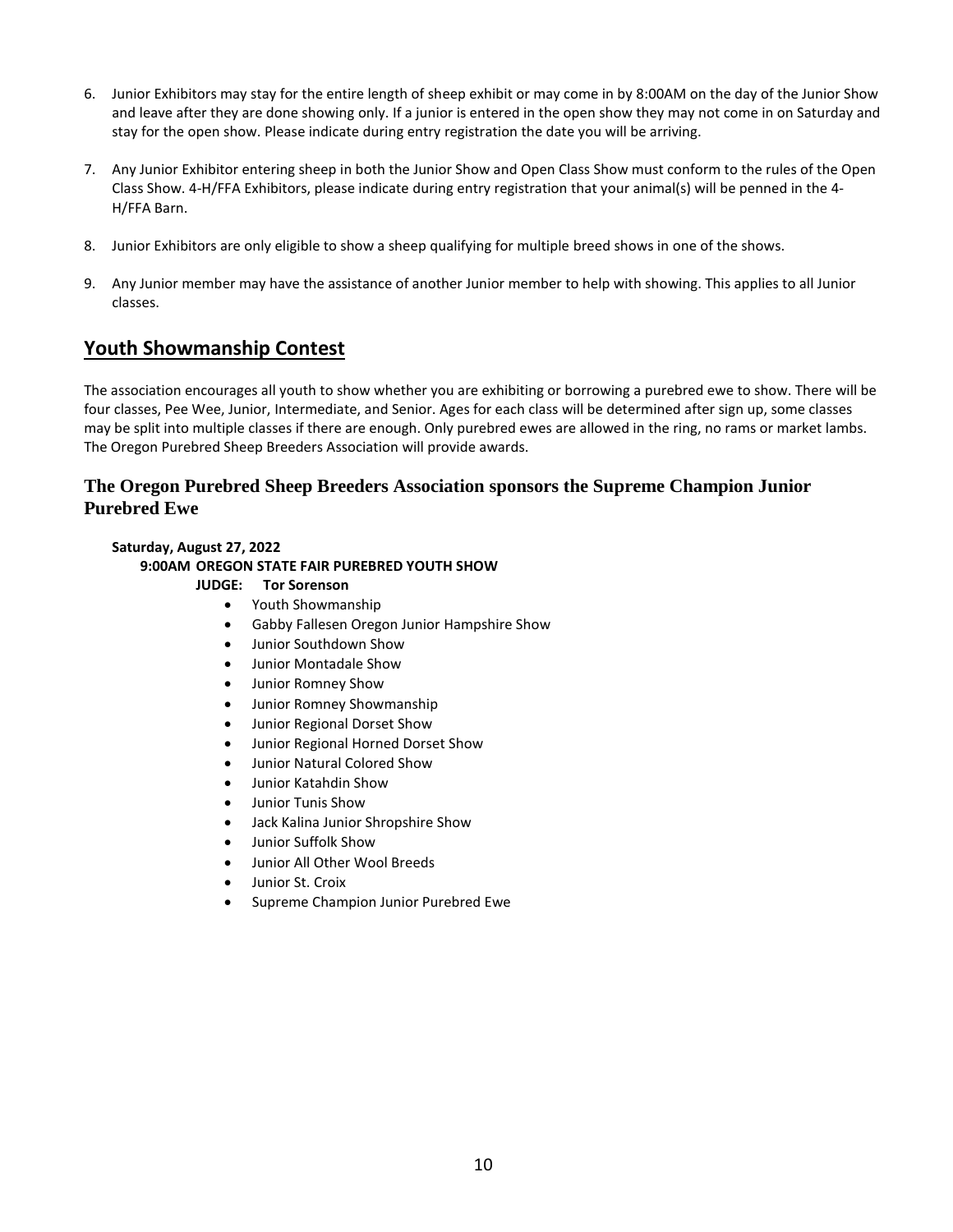6. Junior Exhibitors may stay for the entire length of sheep exhibit or may come in by 8:00AM on the day of the Junior Show and leave after they are done showing only. If a junior is entered in the open show they may not come in on Saturday and stay for the open show. Please indicate during entry registration the date you will be arriving.

7. Any Junior Exhibitor entering sheep in both the Junior Show and Open Class Show must conform to the rules of the Open Class Show. 4-H/FFA Exhibitors, please indicate during entry registration that your animal(s) will be penned in the 4-H/FFA Barn.

8. Junior Exhibitors are only eligible to show a sheep qualifying for multiple breed shows in one of the shows.

9. Any Junior member may have the assistance of another Junior member to help with showing. This applies to all Junior classes.

## Youth Showmanship Contest

The association encourages all youth to show whether you are exhibiting or borrowing a purebred ewe to show. There will be four classes, Pee Wee, Junior, Intermediate, and Senior. Ages for each class will be determined after sign up, some classes may be split into multiple classes if there are enough. Only purebred ewes are allowed in the ring, no rams or market lambs. The Oregon Purebred Sheep Breeders Association will provide awards.

### The Oregon Purebred Sheep Breeders Association sponsors the Supreme Champion Junior Purebred Ewe

**Saturday, August 27, 2022**

**9:00AM OREGON STATE FAIR PUREBRED YOUTH SHOW**

**JUDGE: Tor Sorenson**

- Youth Showmanship
- Gabby Fallesen Oregon Junior Hampshire Show
- Junior Southdown Show
- Junior Montadale Show
- Junior Romney Show
- Junior Romney Showmanship
- Junior Regional Dorset Show
- Junior Regional Horned Dorset Show
- Junior Natural Colored Show
- Junior Katahdin Show
- Junior Tunis Show
- Jack Kalina Junior Shropshire Show
- Junior Suffolk Show
- Junior All Other Wool Breeds
- Junior St. Croix
- Supreme Champion Junior Purebred Ewe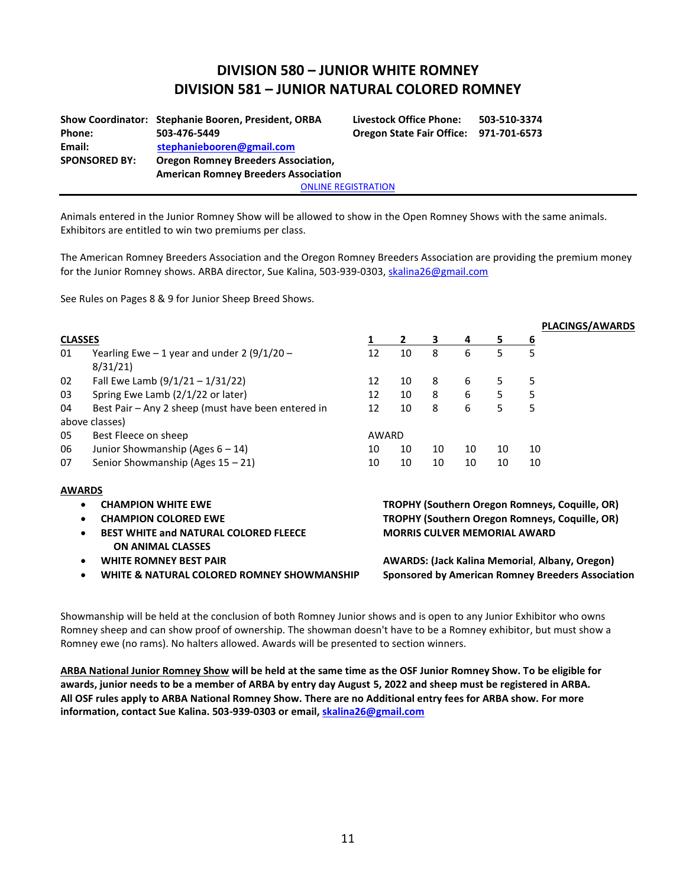# DIVISION 580 – JUNIOR WHITE ROMNEY
# DIVISION 581 – JUNIOR NATURAL COLORED ROMNEY

| | | | |
|---|---|---|---|
| **Show Coordinator:** | **Stephanie Booren, President, ORBA** | **Livestock Office Phone:** | **503-510-3374** |
| **Phone:** | **503-476-5449** | **Oregon State Fair Office:** | **971-701-6573** |
| **Email:** | **stephaniebooren@gmail.com** | | |
| **SPONSORED BY:** | **Oregon Romney Breeders Association, American Romney Breeders Association** | | |

ONLINE REGISTRATION

Animals entered in the Junior Romney Show will be allowed to show in the Open Romney Shows with the same animals. Exhibitors are entitled to win two premiums per class.

The American Romney Breeders Association and the Oregon Romney Breeders Association are providing the premium money for the Junior Romney shows. ARBA director, Sue Kalina, 503-939-0303, skalina26@gmail.com

See Rules on Pages 8 & 9 for Junior Sheep Breed Shows.

**PLACINGS/AWARDS**

| **CLASSES** | | **1** | **2** | **3** | **4** | **5** | **6** |
|---|---|---|---|---|---|---|---|
| 01 | Yearling Ewe – 1 year and under 2 (9/1/20 – 8/31/21) | 12 | 10 | 8 | 6 | 5 | 5 |
| 02 | Fall Ewe Lamb (9/1/21 – 1/31/22) | 12 | 10 | 8 | 6 | 5 | 5 |
| 03 | Spring Ewe Lamb (2/1/22 or later) | 12 | 10 | 8 | 6 | 5 | 5 |
| 04 | Best Pair – Any 2 sheep (must have been entered in above classes) | 12 | 10 | 8 | 6 | 5 | 5 |
| 05 | Best Fleece on sheep | AWARD | | | | | |
| 06 | Junior Showmanship (Ages 6 – 14) | 10 | 10 | 10 | 10 | 10 | 10 |
| 07 | Senior Showmanship (Ages 15 – 21) | 10 | 10 | 10 | 10 | 10 | 10 |

**AWARDS**

- **CHAMPION WHITE EWE** — **TROPHY (Southern Oregon Romneys, Coquille, OR)**
- **CHAMPION COLORED EWE** — **TROPHY (Southern Oregon Romneys, Coquille, OR)**
- **BEST WHITE and NATURAL COLORED FLEECE ON ANIMAL CLASSES** — **MORRIS CULVER MEMORIAL AWARD**
- **WHITE ROMNEY BEST PAIR** — **AWARDS: (Jack Kalina Memorial, Albany, Oregon)**
- **WHITE & NATURAL COLORED ROMNEY SHOWMANSHIP** — **Sponsored by American Romney Breeders Association**

Showmanship will be held at the conclusion of both Romney Junior shows and is open to any Junior Exhibitor who owns Romney sheep and can show proof of ownership. The showman doesn't have to be a Romney exhibitor, but must show a Romney ewe (no rams). No halters allowed. Awards will be presented to section winners.

**ARBA National Junior Romney Show will be held at the same time as the OSF Junior Romney Show. To be eligible for awards, junior needs to be a member of ARBA by entry day August 5, 2022 and sheep must be registered in ARBA. All OSF rules apply to ARBA National Romney Show. There are no Additional entry fees for ARBA show. For more information, contact Sue Kalina. 503-939-0303 or email, skalina26@gmail.com**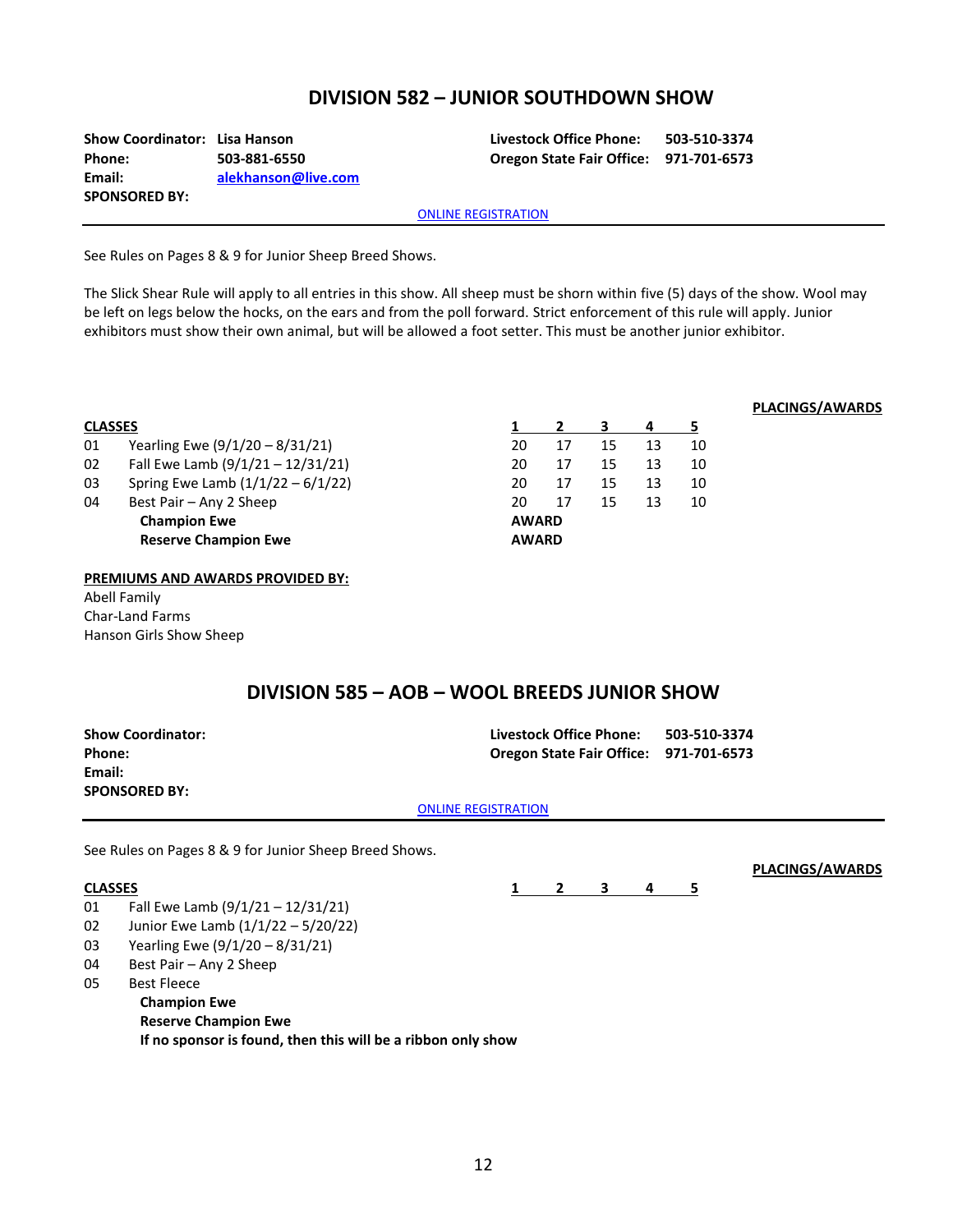## DIVISION 582 – JUNIOR SOUTHDOWN SHOW

**Show Coordinator:** Lisa Hanson
**Phone:** 503-881-6550
**Email:** alekhanson@live.com
**SPONSORED BY:**

**Livestock Office Phone:** 503-510-3374
**Oregon State Fair Office:** 971-701-6573

ONLINE REGISTRATION

See Rules on Pages 8 & 9 for Junior Sheep Breed Shows.

The Slick Shear Rule will apply to all entries in this show. All sheep must be shorn within five (5) days of the show. Wool may be left on legs below the hocks, on the ears and from the poll forward. Strict enforcement of this rule will apply. Junior exhibitors must show their own animal, but will be allowed a foot setter. This must be another junior exhibitor.

**PLACINGS/AWARDS**

| CLASSES | | 1 | 2 | 3 | 4 | 5 |
|---|---|---|---|---|---|---|
| 01 | Yearling Ewe (9/1/20 – 8/31/21) | 20 | 17 | 15 | 13 | 10 |
| 02 | Fall Ewe Lamb (9/1/21 – 12/31/21) | 20 | 17 | 15 | 13 | 10 |
| 03 | Spring Ewe Lamb (1/1/22 – 6/1/22) | 20 | 17 | 15 | 13 | 10 |
| 04 | Best Pair – Any 2 Sheep | 20 | 17 | 15 | 13 | 10 |
| | **Champion Ewe** | **AWARD** | | | | |
| | **Reserve Champion Ewe** | **AWARD** | | | | |

**PREMIUMS AND AWARDS PROVIDED BY:**
Abell Family
Char-Land Farms
Hanson Girls Show Sheep

## DIVISION 585 – AOB – WOOL BREEDS JUNIOR SHOW

**Show Coordinator:**
**Phone:**
**Email:**
**SPONSORED BY:**

**Livestock Office Phone:** 503-510-3374
**Oregon State Fair Office:** 971-701-6573

ONLINE REGISTRATION

See Rules on Pages 8 & 9 for Junior Sheep Breed Shows.

**PLACINGS/AWARDS**

| CLASSES | | 1 | 2 | 3 | 4 | 5 |
|---|---|---|---|---|---|---|
| 01 | Fall Ewe Lamb (9/1/21 – 12/31/21) | | | | | |
| 02 | Junior Ewe Lamb (1/1/22 – 5/20/22) | | | | | |
| 03 | Yearling Ewe (9/1/20 – 8/31/21) | | | | | |
| 04 | Best Pair – Any 2 Sheep | | | | | |
| 05 | Best Fleece | | | | | |
| | **Champion Ewe** | | | | | |
| | **Reserve Champion Ewe** | | | | | |

**If no sponsor is found, then this will be a ribbon only show**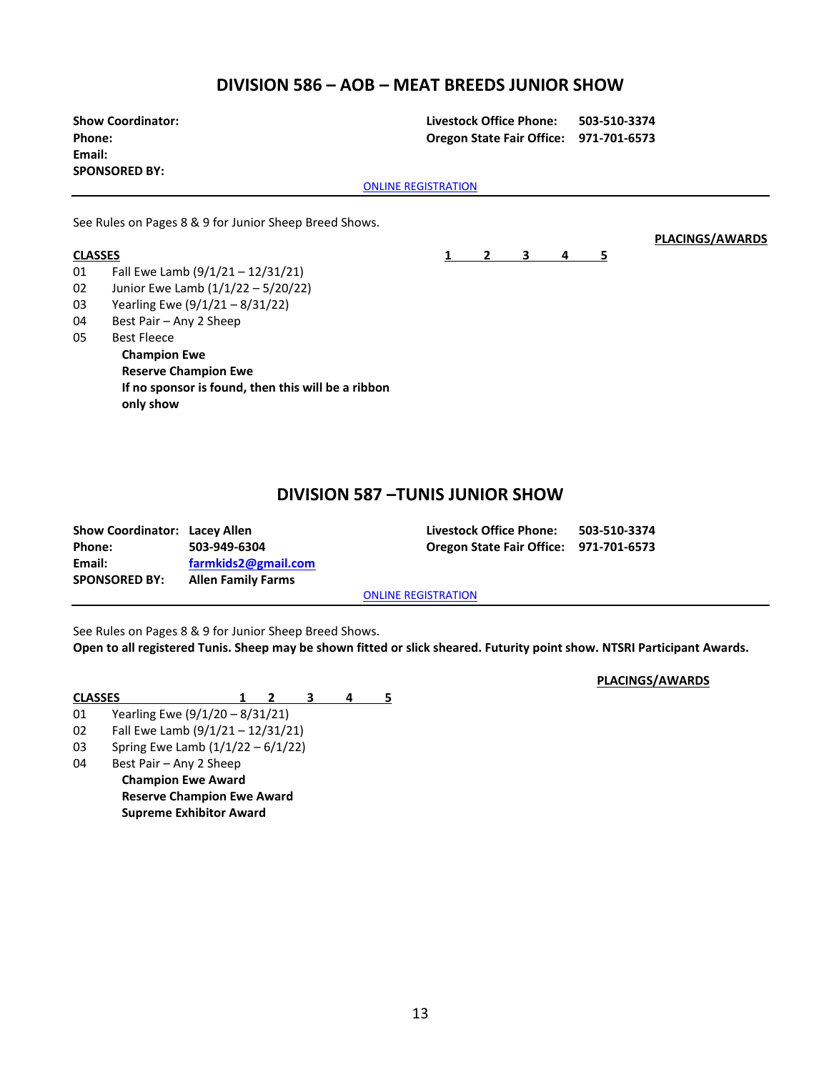## DIVISION 586 – AOB – MEAT BREEDS JUNIOR SHOW

**Show Coordinator:**
**Phone:**
**Email:**
**SPONSORED BY:**

**Livestock Office Phone:** **503-510-3374**
**Oregon State Fair Office:** **971-701-6573**

ONLINE REGISTRATION

See Rules on Pages 8 & 9 for Junior Sheep Breed Shows.

**PLACINGS/AWARDS**

| CLASSES | | 1 | 2 | 3 | 4 | 5 |
|---|---|---|---|---|---|---|
| 01 | Fall Ewe Lamb (9/1/21 – 12/31/21) | | | | | |
| 02 | Junior Ewe Lamb (1/1/22 – 5/20/22) | | | | | |
| 03 | Yearling Ewe (9/1/21 – 8/31/22) | | | | | |
| 04 | Best Pair – Any 2 Sheep | | | | | |
| 05 | Best Fleece | | | | | |

**Champion Ewe**
**Reserve Champion Ewe**
**If no sponsor is found, then this will be a ribbon only show**

## DIVISION 587 –TUNIS JUNIOR SHOW

**Show Coordinator:** **Lacey Allen**
**Phone:** **503-949-6304**
**Email:** **farmkids2@gmail.com**
**SPONSORED BY:** **Allen Family Farms**

**Livestock Office Phone:** **503-510-3374**
**Oregon State Fair Office:** **971-701-6573**

ONLINE REGISTRATION

See Rules on Pages 8 & 9 for Junior Sheep Breed Shows.
**Open to all registered Tunis. Sheep may be shown fitted or slick sheared. Futurity point show. NTSRI Participant Awards.**

**PLACINGS/AWARDS**

| CLASSES | | 1 | 2 | 3 | 4 | 5 |
|---|---|---|---|---|---|---|
| 01 | Yearling Ewe (9/1/20 – 8/31/21) | | | | | |
| 02 | Fall Ewe Lamb (9/1/21 – 12/31/21) | | | | | |
| 03 | Spring Ewe Lamb (1/1/22 – 6/1/22) | | | | | |
| 04 | Best Pair – Any 2 Sheep | | | | | |

**Champion Ewe Award**
**Reserve Champion Ewe Award**
**Supreme Exhibitor Award**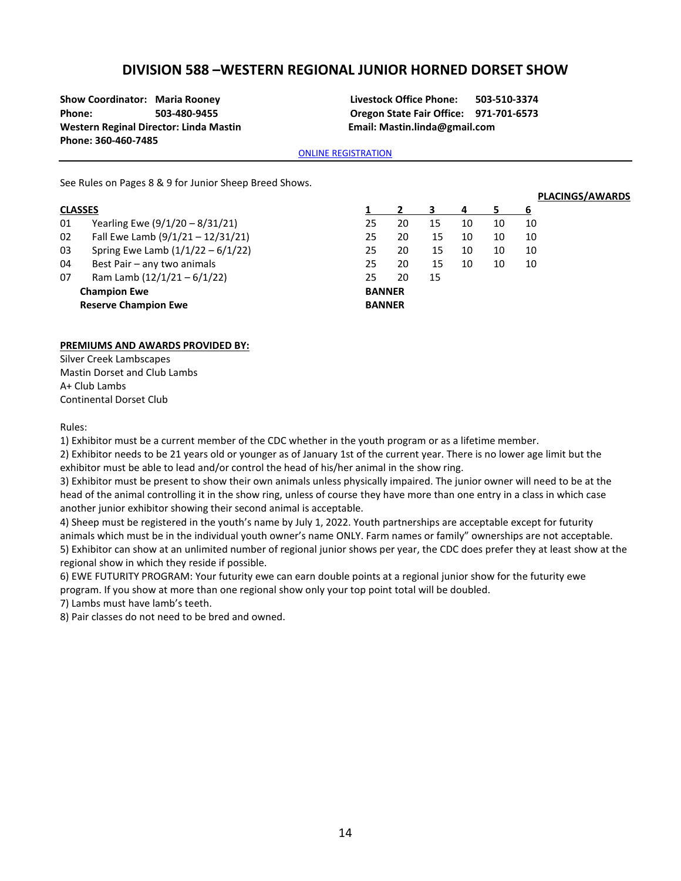## DIVISION 588 –WESTERN REGIONAL JUNIOR HORNED DORSET SHOW

**Show Coordinator: Maria Rooney**
**Phone: 503-480-9455**
**Western Reginal Director: Linda Mastin**
**Phone: 360-460-7485**

**Livestock Office Phone: 503-510-3374**
**Oregon State Fair Office: 971-701-6573**
**Email: Mastin.linda@gmail.com**

ONLINE REGISTRATION

See Rules on Pages 8 & 9 for Junior Sheep Breed Shows.

| | **CLASSES** | **PLACINGS/AWARDS** | | | | | |
|---|---|---|---|---|---|---|---|
| | | **1** | **2** | **3** | **4** | **5** | **6** |
| 01 | Yearling Ewe (9/1/20 – 8/31/21) | 25 | 20 | 15 | 10 | 10 | 10 |
| 02 | Fall Ewe Lamb (9/1/21 – 12/31/21) | 25 | 20 | 15 | 10 | 10 | 10 |
| 03 | Spring Ewe Lamb (1/1/22 – 6/1/22) | 25 | 20 | 15 | 10 | 10 | 10 |
| 04 | Best Pair – any two animals | 25 | 20 | 15 | 10 | 10 | 10 |
| 07 | Ram Lamb (12/1/21 – 6/1/22) | 25 | 20 | 15 | | | |
| | **Champion Ewe** | **BANNER** | | | | | |
| | **Reserve Champion Ewe** | **BANNER** | | | | | |

**PREMIUMS AND AWARDS PROVIDED BY:**

Silver Creek Lambscapes
Mastin Dorset and Club Lambs
A+ Club Lambs
Continental Dorset Club

Rules:

1) Exhibitor must be a current member of the CDC whether in the youth program or as a lifetime member.
2) Exhibitor needs to be 21 years old or younger as of January 1st of the current year. There is no lower age limit but the exhibitor must be able to lead and/or control the head of his/her animal in the show ring.
3) Exhibitor must be present to show their own animals unless physically impaired. The junior owner will need to be at the head of the animal controlling it in the show ring, unless of course they have more than one entry in a class in which case another junior exhibitor showing their second animal is acceptable.
4) Sheep must be registered in the youth's name by July 1, 2022. Youth partnerships are acceptable except for futurity animals which must be in the individual youth owner's name ONLY. Farm names or family" ownerships are not acceptable.
5) Exhibitor can show at an unlimited number of regional junior shows per year, the CDC does prefer they at least show at the regional show in which they reside if possible.
6) EWE FUTURITY PROGRAM: Your futurity ewe can earn double points at a regional junior show for the futurity ewe program. If you show at more than one regional show only your top point total will be doubled.
7) Lambs must have lamb's teeth.
8) Pair classes do not need to be bred and owned.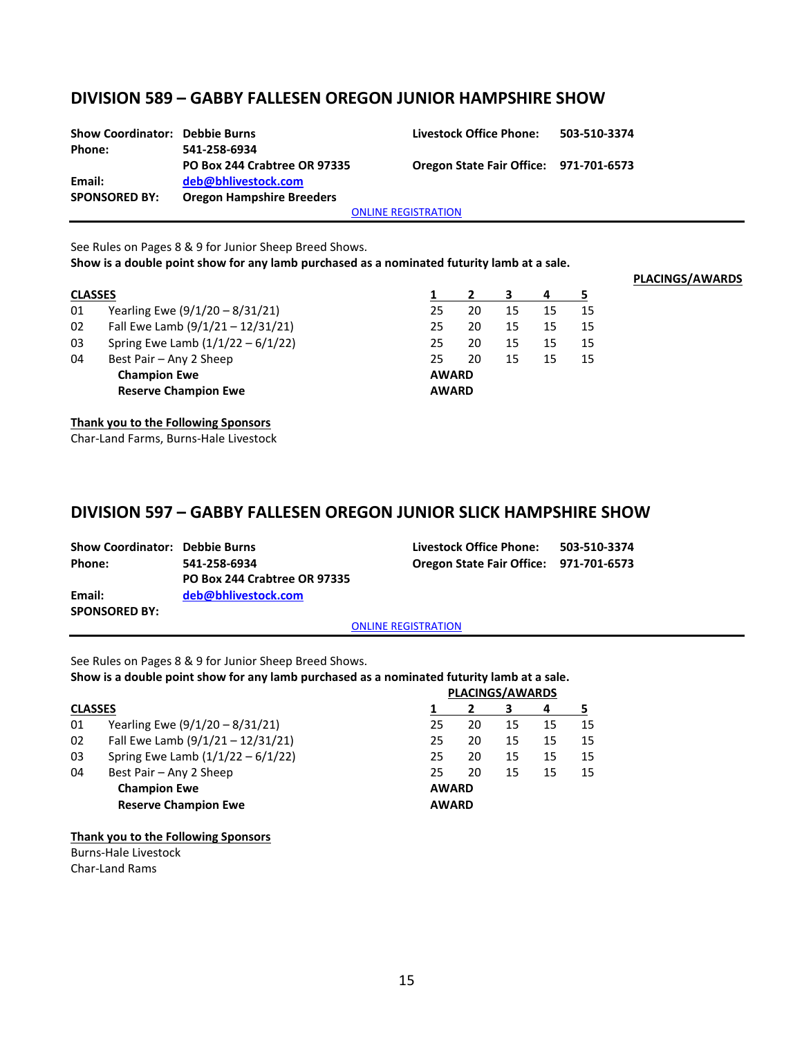## DIVISION 589 – GABBY FALLESEN OREGON JUNIOR HAMPSHIRE SHOW

| | | | |
|---|---|---|---|
| **Show Coordinator:** | **Debbie Burns** | **Livestock Office Phone:** | **503-510-3374** |
| **Phone:** | **541-258-6934** | | |
| | **PO Box 244 Crabtree OR 97335** | **Oregon State Fair Office:** | **971-701-6573** |
| **Email:** | **deb@bhlivestock.com** | | |
| **SPONSORED BY:** | **Oregon Hampshire Breeders** | | |

ONLINE REGISTRATION

See Rules on Pages 8 & 9 for Junior Sheep Breed Shows.

**Show is a double point show for any lamb purchased as a nominated futurity lamb at a sale.**

**PLACINGS/AWARDS**

| **CLASSES** | | **1** | **2** | **3** | **4** | **5** |
|---|---|---|---|---|---|---|
| 01 | Yearling Ewe (9/1/20 – 8/31/21) | 25 | 20 | 15 | 15 | 15 |
| 02 | Fall Ewe Lamb (9/1/21 – 12/31/21) | 25 | 20 | 15 | 15 | 15 |
| 03 | Spring Ewe Lamb (1/1/22 – 6/1/22) | 25 | 20 | 15 | 15 | 15 |
| 04 | Best Pair – Any 2 Sheep | 25 | 20 | 15 | 15 | 15 |
| | **Champion Ewe** | **AWARD** | | | | |
| | **Reserve Champion Ewe** | **AWARD** | | | | |

**Thank you to the Following Sponsors**

Char-Land Farms, Burns-Hale Livestock

## DIVISION 597 – GABBY FALLESEN OREGON JUNIOR SLICK HAMPSHIRE SHOW

| | | | |
|---|---|---|---|
| **Show Coordinator:** | **Debbie Burns** | **Livestock Office Phone:** | **503-510-3374** |
| **Phone:** | **541-258-6934** | **Oregon State Fair Office:** | **971-701-6573** |
| | **PO Box 244 Crabtree OR 97335** | | |
| **Email:** | **deb@bhlivestock.com** | | |
| **SPONSORED BY:** | | | |

ONLINE REGISTRATION

See Rules on Pages 8 & 9 for Junior Sheep Breed Shows.

**Show is a double point show for any lamb purchased as a nominated futurity lamb at a sale.**

| | | **PLACINGS/AWARDS** | | | | |
|---|---|---|---|---|---|---|
| **CLASSES** | | **1** | **2** | **3** | **4** | **5** |
| 01 | Yearling Ewe (9/1/20 – 8/31/21) | 25 | 20 | 15 | 15 | 15 |
| 02 | Fall Ewe Lamb (9/1/21 – 12/31/21) | 25 | 20 | 15 | 15 | 15 |
| 03 | Spring Ewe Lamb (1/1/22 – 6/1/22) | 25 | 20 | 15 | 15 | 15 |
| 04 | Best Pair – Any 2 Sheep | 25 | 20 | 15 | 15 | 15 |
| | **Champion Ewe** | **AWARD** | | | | |
| | **Reserve Champion Ewe** | **AWARD** | | | | |

**Thank you to the Following Sponsors**

Burns-Hale Livestock

Char-Land Rams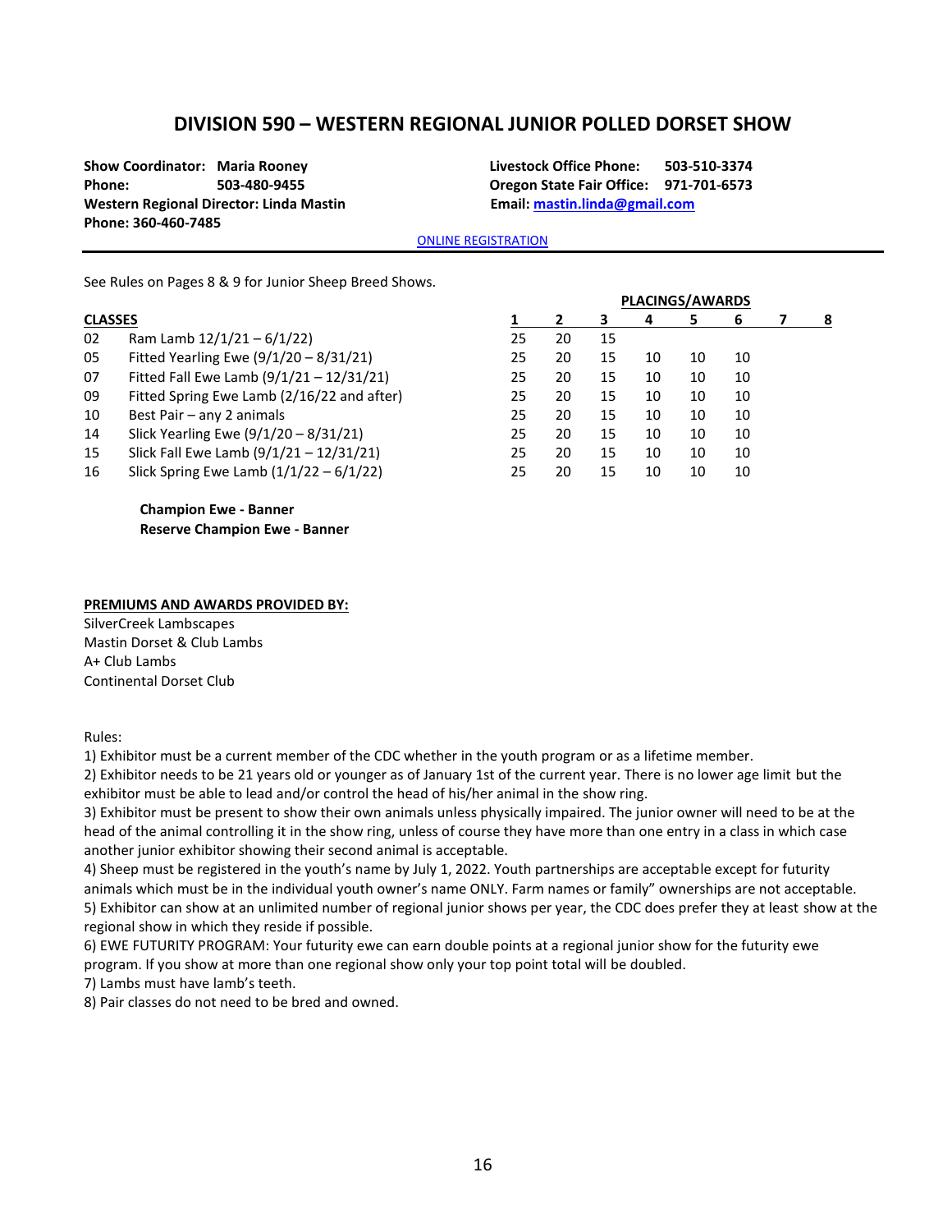## DIVISION 590 – WESTERN REGIONAL JUNIOR POLLED DORSET SHOW

**Show Coordinator: Maria Rooney**
**Phone: 503-480-9455**
**Western Regional Director: Linda Mastin**
**Phone: 360-460-7485**

**Livestock Office Phone: 503-510-3374**
**Oregon State Fair Office: 971-701-6573**
**Email: mastin.linda@gmail.com**

ONLINE REGISTRATION

See Rules on Pages 8 & 9 for Junior Sheep Breed Shows.

| **CLASSES** | | PLACINGS/AWARDS 1 | 2 | 3 | 4 | 5 | 6 | 7 | 8 |
|---|---|---|---|---|---|---|---|---|---|
| 02 | Ram Lamb 12/1/21 – 6/1/22) | 25 | 20 | 15 | | | | | |
| 05 | Fitted Yearling Ewe (9/1/20 – 8/31/21) | 25 | 20 | 15 | 10 | 10 | 10 | | |
| 07 | Fitted Fall Ewe Lamb (9/1/21 – 12/31/21) | 25 | 20 | 15 | 10 | 10 | 10 | | |
| 09 | Fitted Spring Ewe Lamb (2/16/22 and after) | 25 | 20 | 15 | 10 | 10 | 10 | | |
| 10 | Best Pair – any 2 animals | 25 | 20 | 15 | 10 | 10 | 10 | | |
| 14 | Slick Yearling Ewe (9/1/20 – 8/31/21) | 25 | 20 | 15 | 10 | 10 | 10 | | |
| 15 | Slick Fall Ewe Lamb (9/1/21 – 12/31/21) | 25 | 20 | 15 | 10 | 10 | 10 | | |
| 16 | Slick Spring Ewe Lamb (1/1/22 – 6/1/22) | 25 | 20 | 15 | 10 | 10 | 10 | | |

**Champion Ewe - Banner**
**Reserve Champion Ewe - Banner**

**PREMIUMS AND AWARDS PROVIDED BY:**

SilverCreek Lambscapes
Mastin Dorset & Club Lambs
A+ Club Lambs
Continental Dorset Club

Rules:

1) Exhibitor must be a current member of the CDC whether in the youth program or as a lifetime member.
2) Exhibitor needs to be 21 years old or younger as of January 1st of the current year. There is no lower age limit but the exhibitor must be able to lead and/or control the head of his/her animal in the show ring.
3) Exhibitor must be present to show their own animals unless physically impaired. The junior owner will need to be at the head of the animal controlling it in the show ring, unless of course they have more than one entry in a class in which case another junior exhibitor showing their second animal is acceptable.
4) Sheep must be registered in the youth's name by July 1, 2022. Youth partnerships are acceptable except for futurity animals which must be in the individual youth owner's name ONLY. Farm names or family" ownerships are not acceptable.
5) Exhibitor can show at an unlimited number of regional junior shows per year, the CDC does prefer they at least show at the regional show in which they reside if possible.
6) EWE FUTURITY PROGRAM: Your futurity ewe can earn double points at a regional junior show for the futurity ewe program. If you show at more than one regional show only your top point total will be doubled.
7) Lambs must have lamb's teeth.
8) Pair classes do not need to be bred and owned.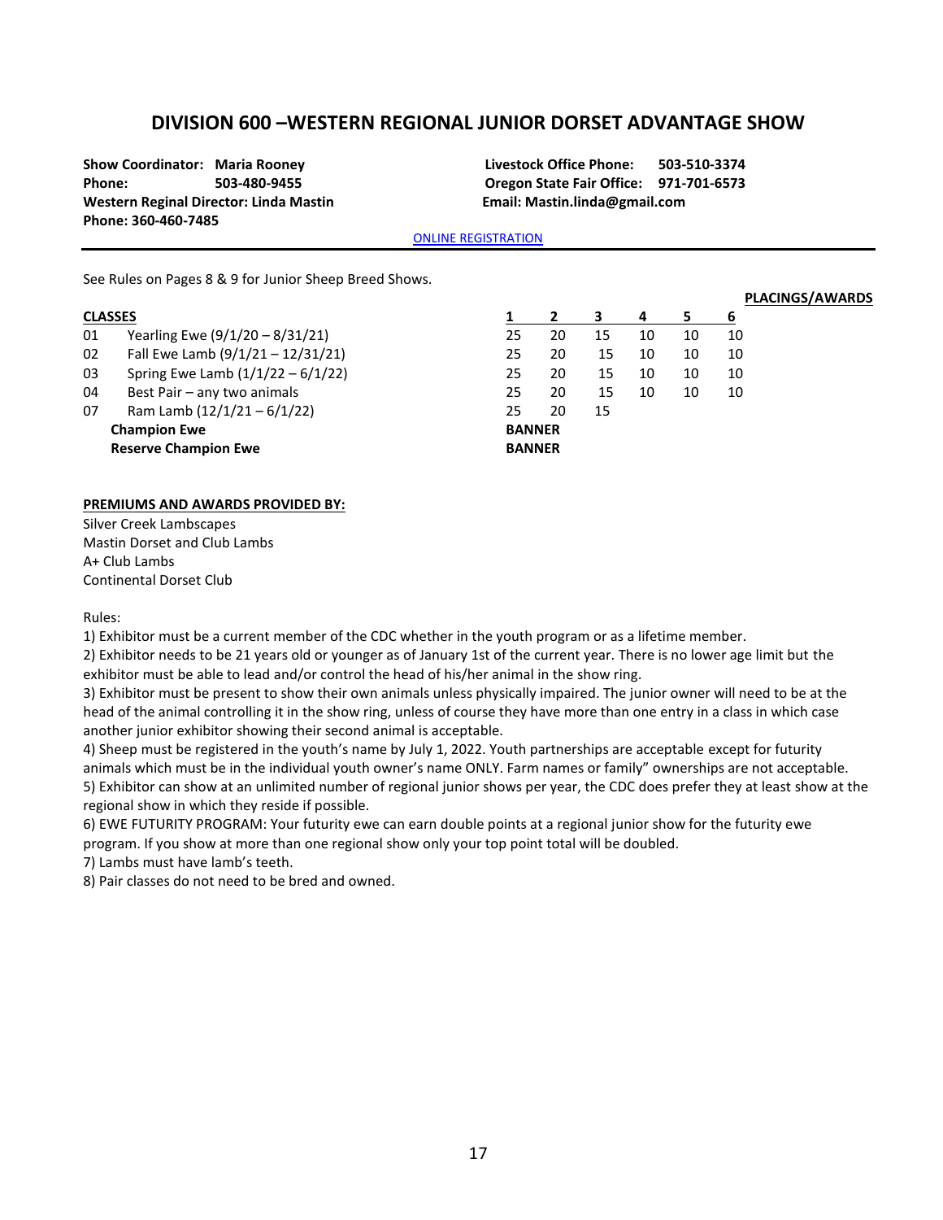## DIVISION 600 –WESTERN REGIONAL JUNIOR DORSET ADVANTAGE SHOW

**Show Coordinator: Maria Rooney**
**Phone: 503-480-9455**
**Western Reginal Director: Linda Mastin**
**Phone: 360-460-7485**

**Livestock Office Phone: 503-510-3374**
**Oregon State Fair Office: 971-701-6573**
**Email: Mastin.linda@gmail.com**

ONLINE REGISTRATION

See Rules on Pages 8 & 9 for Junior Sheep Breed Shows.

| **CLASSES** | | **PLACINGS/AWARDS** 1 | 2 | 3 | 4 | 5 | 6 |
|---|---|---|---|---|---|---|---|
| 01 | Yearling Ewe (9/1/20 – 8/31/21) | 25 | 20 | 15 | 10 | 10 | 10 |
| 02 | Fall Ewe Lamb (9/1/21 – 12/31/21) | 25 | 20 | 15 | 10 | 10 | 10 |
| 03 | Spring Ewe Lamb (1/1/22 – 6/1/22) | 25 | 20 | 15 | 10 | 10 | 10 |
| 04 | Best Pair – any two animals | 25 | 20 | 15 | 10 | 10 | 10 |
| 07 | Ram Lamb (12/1/21 – 6/1/22) | 25 | 20 | 15 | | | |
| | **Champion Ewe** | **BANNER** | | | | | |
| | **Reserve Champion Ewe** | **BANNER** | | | | | |

**PREMIUMS AND AWARDS PROVIDED BY:**

Silver Creek Lambscapes
Mastin Dorset and Club Lambs
A+ Club Lambs
Continental Dorset Club

Rules:

1) Exhibitor must be a current member of the CDC whether in the youth program or as a lifetime member.
2) Exhibitor needs to be 21 years old or younger as of January 1st of the current year. There is no lower age limit but the exhibitor must be able to lead and/or control the head of his/her animal in the show ring.
3) Exhibitor must be present to show their own animals unless physically impaired. The junior owner will need to be at the head of the animal controlling it in the show ring, unless of course they have more than one entry in a class in which case another junior exhibitor showing their second animal is acceptable.
4) Sheep must be registered in the youth's name by July 1, 2022. Youth partnerships are acceptable except for futurity animals which must be in the individual youth owner's name ONLY. Farm names or family" ownerships are not acceptable.
5) Exhibitor can show at an unlimited number of regional junior shows per year, the CDC does prefer they at least show at the regional show in which they reside if possible.
6) EWE FUTURITY PROGRAM: Your futurity ewe can earn double points at a regional junior show for the futurity ewe program. If you show at more than one regional show only your top point total will be doubled.
7) Lambs must have lamb's teeth.
8) Pair classes do not need to be bred and owned.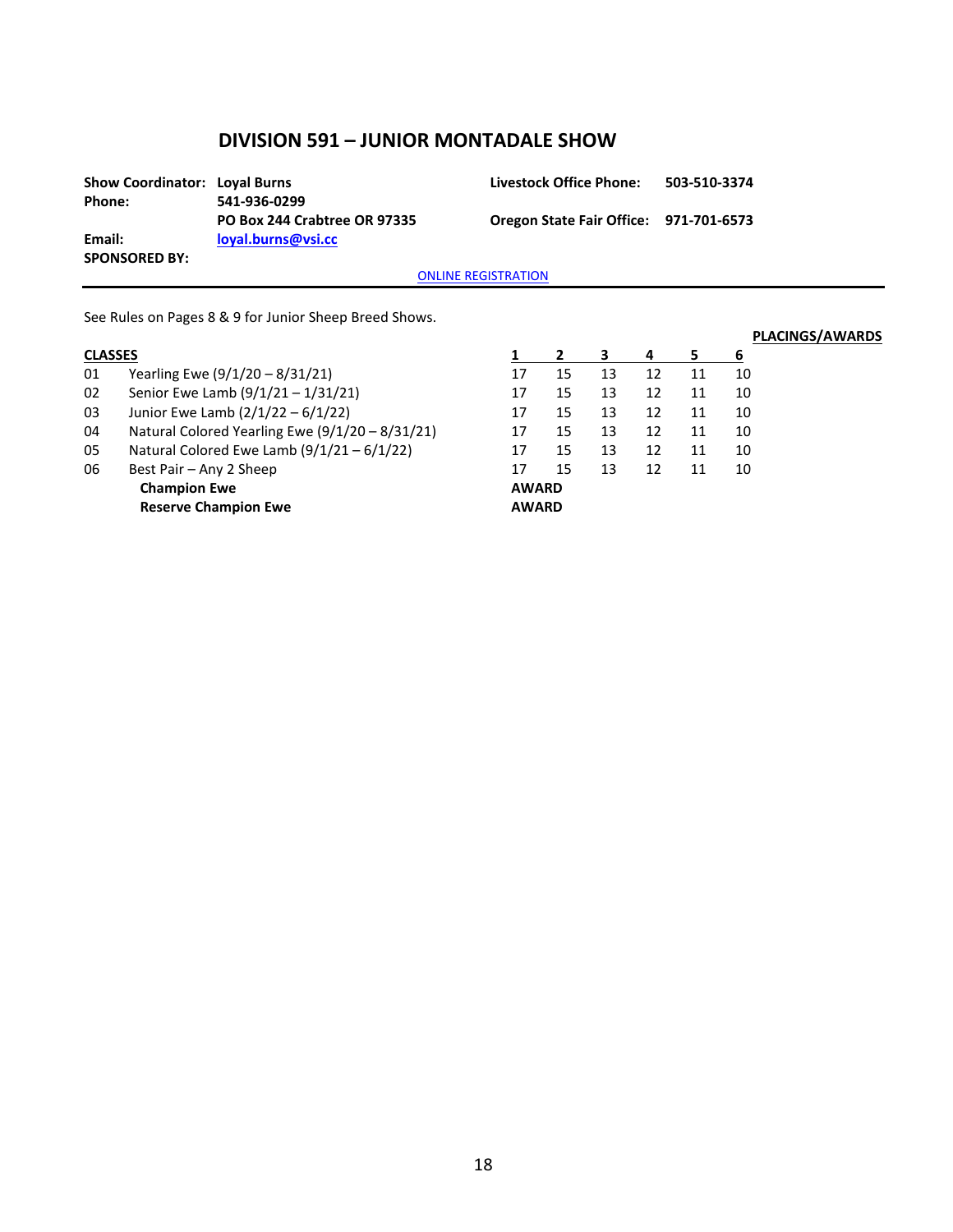## DIVISION 591 – JUNIOR MONTADALE SHOW

| | | | |
|---|---|---|---|
| **Show Coordinator:** | **Loyal Burns** | **Livestock Office Phone:** | **503-510-3374** |
| **Phone:** | **541-936-0299** | | |
| | **PO Box 244 Crabtree OR 97335** | **Oregon State Fair Office:** | **971-701-6573** |
| **Email:** | **loyal.burns@vsi.cc** | | |
| **SPONSORED BY:** | | | |

ONLINE REGISTRATION

See Rules on Pages 8 & 9 for Junior Sheep Breed Shows.

**PLACINGS/AWARDS**

| **CLASSES** | | **1** | **2** | **3** | **4** | **5** | **6** |
|---|---|---|---|---|---|---|---|
| 01 | Yearling Ewe (9/1/20 – 8/31/21) | 17 | 15 | 13 | 12 | 11 | 10 |
| 02 | Senior Ewe Lamb (9/1/21 – 1/31/21) | 17 | 15 | 13 | 12 | 11 | 10 |
| 03 | Junior Ewe Lamb (2/1/22 – 6/1/22) | 17 | 15 | 13 | 12 | 11 | 10 |
| 04 | Natural Colored Yearling Ewe (9/1/20 – 8/31/21) | 17 | 15 | 13 | 12 | 11 | 10 |
| 05 | Natural Colored Ewe Lamb (9/1/21 – 6/1/22) | 17 | 15 | 13 | 12 | 11 | 10 |
| 06 | Best Pair – Any 2 Sheep | 17 | 15 | 13 | 12 | 11 | 10 |
| | **Champion Ewe** | **AWARD** | | | | | |
| | **Reserve Champion Ewe** | **AWARD** | | | | | |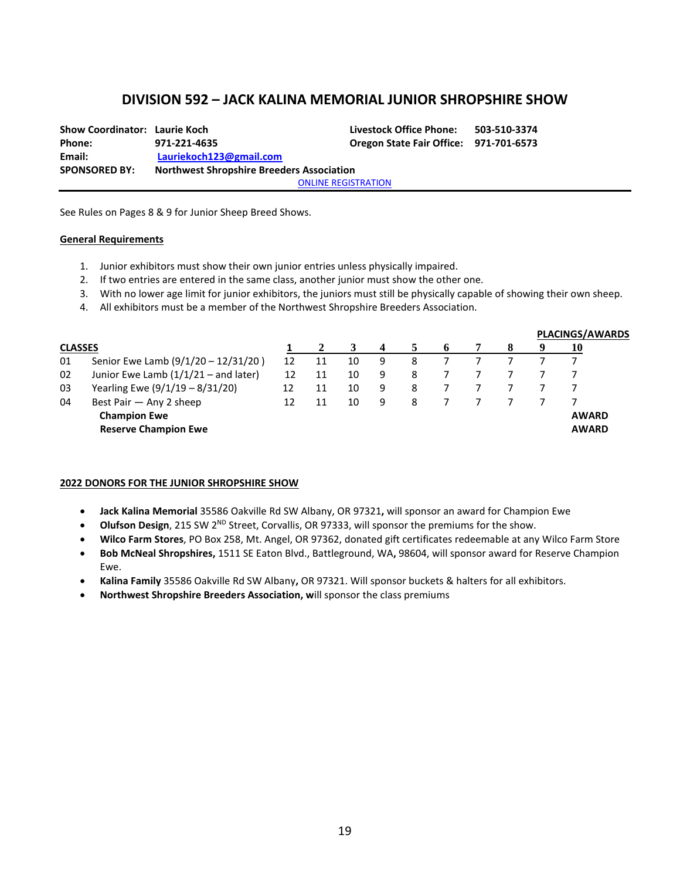# DIVISION 592 – JACK KALINA MEMORIAL JUNIOR SHROPSHIRE SHOW

**Show Coordinator:** Laurie Koch
**Phone:** 971-221-4635
**Email:** Lauriekoch123@gmail.com
**SPONSORED BY:** Northwest Shropshire Breeders Association

**Livestock Office Phone:** 503-510-3374
**Oregon State Fair Office:** 971-701-6573

ONLINE REGISTRATION

See Rules on Pages 8 & 9 for Junior Sheep Breed Shows.

**General Requirements**

1. Junior exhibitors must show their own junior entries unless physically impaired.
2. If two entries are entered in the same class, another junior must show the other one.
3. With no lower age limit for junior exhibitors, the juniors must still be physically capable of showing their own sheep.
4. All exhibitors must be a member of the Northwest Shropshire Breeders Association.

| CLASSES | | 1 | 2 | 3 | 4 | 5 | 6 | 7 | 8 | 9 | 10 |
|---|---|---|---|---|---|---|---|---|---|---|---|
| | | | | | | | | | | PLACINGS/AWARDS | |
| 01 | Senior Ewe Lamb (9/1/20 – 12/31/20 ) | 12 | 11 | 10 | 9 | 8 | 7 | 7 | 7 | 7 | 7 |
| 02 | Junior Ewe Lamb (1/1/21 – and later) | 12 | 11 | 10 | 9 | 8 | 7 | 7 | 7 | 7 | 7 |
| 03 | Yearling Ewe (9/1/19 – 8/31/20) | 12 | 11 | 10 | 9 | 8 | 7 | 7 | 7 | 7 | 7 |
| 04 | Best Pair — Any 2 sheep | 12 | 11 | 10 | 9 | 8 | 7 | 7 | 7 | 7 | 7 |
| | **Champion Ewe** | | | | | | | | | | **AWARD** |
| | **Reserve Champion Ewe** | | | | | | | | | | **AWARD** |

**2022 DONORS FOR THE JUNIOR SHROPSHIRE SHOW**

- **Jack Kalina Memorial** 35586 Oakville Rd SW Albany, OR 97321**,** will sponsor an award for Champion Ewe
- **Olufson Design**, 215 SW 2[ND] Street, Corvallis, OR 97333, will sponsor the premiums for the show.
- **Wilco Farm Stores**, PO Box 258, Mt. Angel, OR 97362, donated gift certificates redeemable at any Wilco Farm Store
- **Bob McNeal Shropshires,** 1511 SE Eaton Blvd., Battleground, WA**,** 98604, will sponsor award for Reserve Champion Ewe.
- **Kalina Family** 35586 Oakville Rd SW Albany**,** OR 97321. Will sponsor buckets & halters for all exhibitors.
- **Northwest Shropshire Breeders Association, w**ill sponsor the class premiums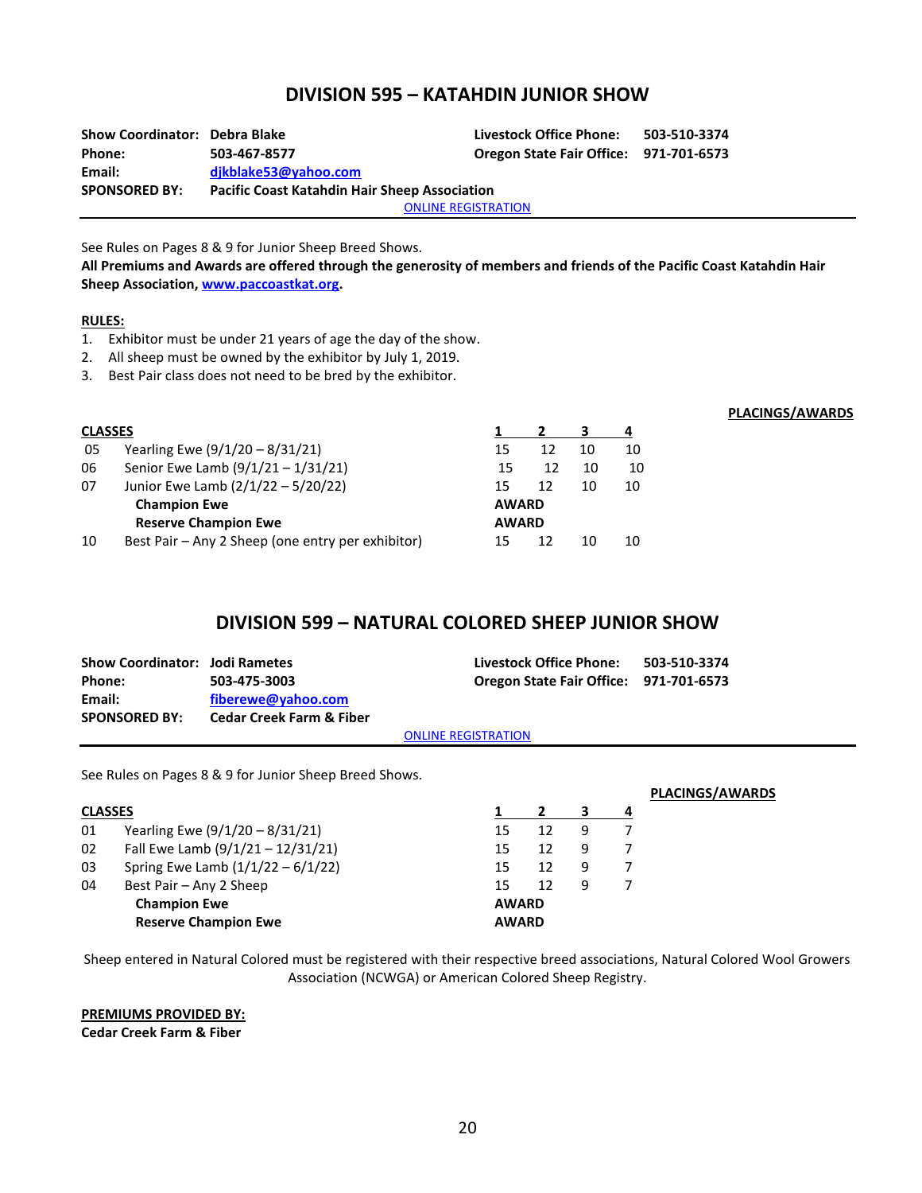## DIVISION 595 – KATAHDIN JUNIOR SHOW

| | | | |
|---|---|---|---|
| **Show Coordinator:** | **Debra Blake** | **Livestock Office Phone:** | **503-510-3374** |
| **Phone:** | **503-467-8577** | **Oregon State Fair Office:** | **971-701-6573** |
| **Email:** | **djkblake53@yahoo.com** | | |
| **SPONSORED BY:** | **Pacific Coast Katahdin Hair Sheep Association** | | |

ONLINE REGISTRATION

See Rules on Pages 8 & 9 for Junior Sheep Breed Shows.

**All Premiums and Awards are offered through the generosity of members and friends of the Pacific Coast Katahdin Hair Sheep Association, www.paccoastkat.org.**

**RULES:**

1. Exhibitor must be under 21 years of age the day of the show.
2. All sheep must be owned by the exhibitor by July 1, 2019.
3. Best Pair class does not need to be bred by the exhibitor.

**PLACINGS/AWARDS**

| CLASSES | | 1 | 2 | 3 | 4 |
|---|---|---|---|---|---|
| 05 | Yearling Ewe (9/1/20 – 8/31/21) | 15 | 12 | 10 | 10 |
| 06 | Senior Ewe Lamb (9/1/21 – 1/31/21) | 15 | 12 | 10 | 10 |
| 07 | Junior Ewe Lamb (2/1/22 – 5/20/22) | 15 | 12 | 10 | 10 |
| | **Champion Ewe** | **AWARD** | | | |
| | **Reserve Champion Ewe** | **AWARD** | | | |
| 10 | Best Pair – Any 2 Sheep (one entry per exhibitor) | 15 | 12 | 10 | 10 |

## DIVISION 599 – NATURAL COLORED SHEEP JUNIOR SHOW

| | | | |
|---|---|---|---|
| **Show Coordinator:** | **Jodi Rametes** | **Livestock Office Phone:** | **503-510-3374** |
| **Phone:** | **503-475-3003** | **Oregon State Fair Office:** | **971-701-6573** |
| **Email:** | **fiberewe@yahoo.com** | | |
| **SPONSORED BY:** | **Cedar Creek Farm & Fiber** | | |

ONLINE REGISTRATION

See Rules on Pages 8 & 9 for Junior Sheep Breed Shows.

**PLACINGS/AWARDS**

| CLASSES | | 1 | 2 | 3 | 4 |
|---|---|---|---|---|---|
| 01 | Yearling Ewe (9/1/20 – 8/31/21) | 15 | 12 | 9 | 7 |
| 02 | Fall Ewe Lamb (9/1/21 – 12/31/21) | 15 | 12 | 9 | 7 |
| 03 | Spring Ewe Lamb (1/1/22 – 6/1/22) | 15 | 12 | 9 | 7 |
| 04 | Best Pair – Any 2 Sheep | 15 | 12 | 9 | 7 |
| | **Champion Ewe** | **AWARD** | | | |
| | **Reserve Champion Ewe** | **AWARD** | | | |

Sheep entered in Natural Colored must be registered with their respective breed associations, Natural Colored Wool Growers Association (NCWGA) or American Colored Sheep Registry.

**PREMIUMS PROVIDED BY:**
**Cedar Creek Farm & Fiber**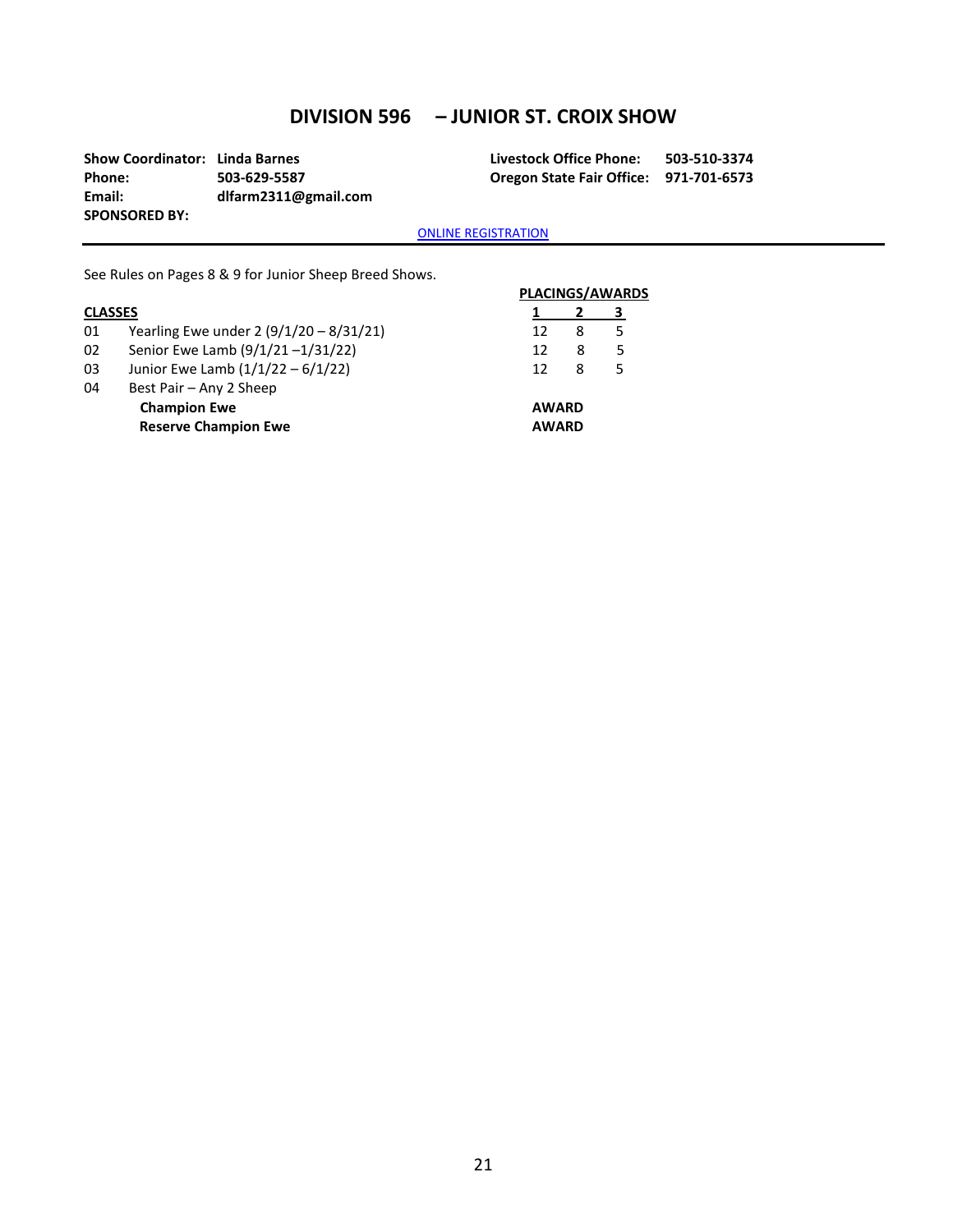# DIVISION 596 – JUNIOR ST. CROIX SHOW

| | | | |
|---|---|---|---|
| **Show Coordinator:** | **Linda Barnes** | **Livestock Office Phone:** | **503-510-3374** |
| **Phone:** | **503-629-5587** | **Oregon State Fair Office:** | **971-701-6573** |
| **Email:** | **dlfarm2311@gmail.com** | | |
| **SPONSORED BY:** | | | |

ONLINE REGISTRATION

See Rules on Pages 8 & 9 for Junior Sheep Breed Shows.

| **CLASSES** | | **PLACINGS/AWARDS** 1 | 2 | 3 |
|---|---|---|---|---|
| 01 | Yearling Ewe under 2 (9/1/20 – 8/31/21) | 12 | 8 | 5 |
| 02 | Senior Ewe Lamb (9/1/21 –1/31/22) | 12 | 8 | 5 |
| 03 | Junior Ewe Lamb (1/1/22 – 6/1/22) | 12 | 8 | 5 |
| 04 | Best Pair – Any 2 Sheep | | | |
| | **Champion Ewe** | **AWARD** | | |
| | **Reserve Champion Ewe** | **AWARD** | | |